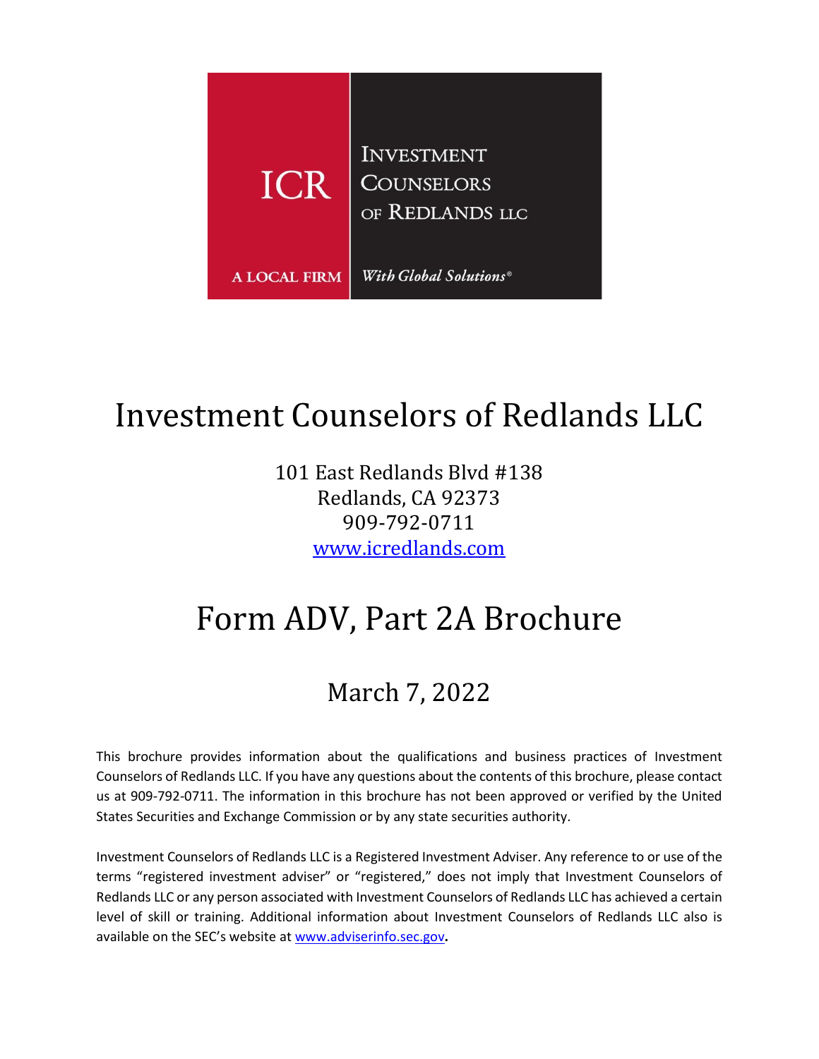ICR

INVESTMENT COUNSELORS OF REDLANDS LLC

A LOCAL FIRM | *With Global Solutions®*

# Investment Counselors of Redlands LLC

101 East Redlands Blvd #138
Redlands, CA 92373
909-792-0711
[www.icredlands.com](http://www.icredlands.com)

# Form ADV, Part 2A Brochure

## March 7, 2022

This brochure provides information about the qualifications and business practices of Investment Counselors of Redlands LLC. If you have any questions about the contents of this brochure, please contact us at 909-792-0711. The information in this brochure has not been approved or verified by the United States Securities and Exchange Commission or by any state securities authority.

Investment Counselors of Redlands LLC is a Registered Investment Adviser. Any reference to or use of the terms "registered investment adviser" or "registered," does not imply that Investment Counselors of Redlands LLC or any person associated with Investment Counselors of Redlands LLC has achieved a certain level of skill or training. Additional information about Investment Counselors of Redlands LLC also is available on the SEC's website at [www.adviserinfo.sec.gov](http://www.adviserinfo.sec.gov).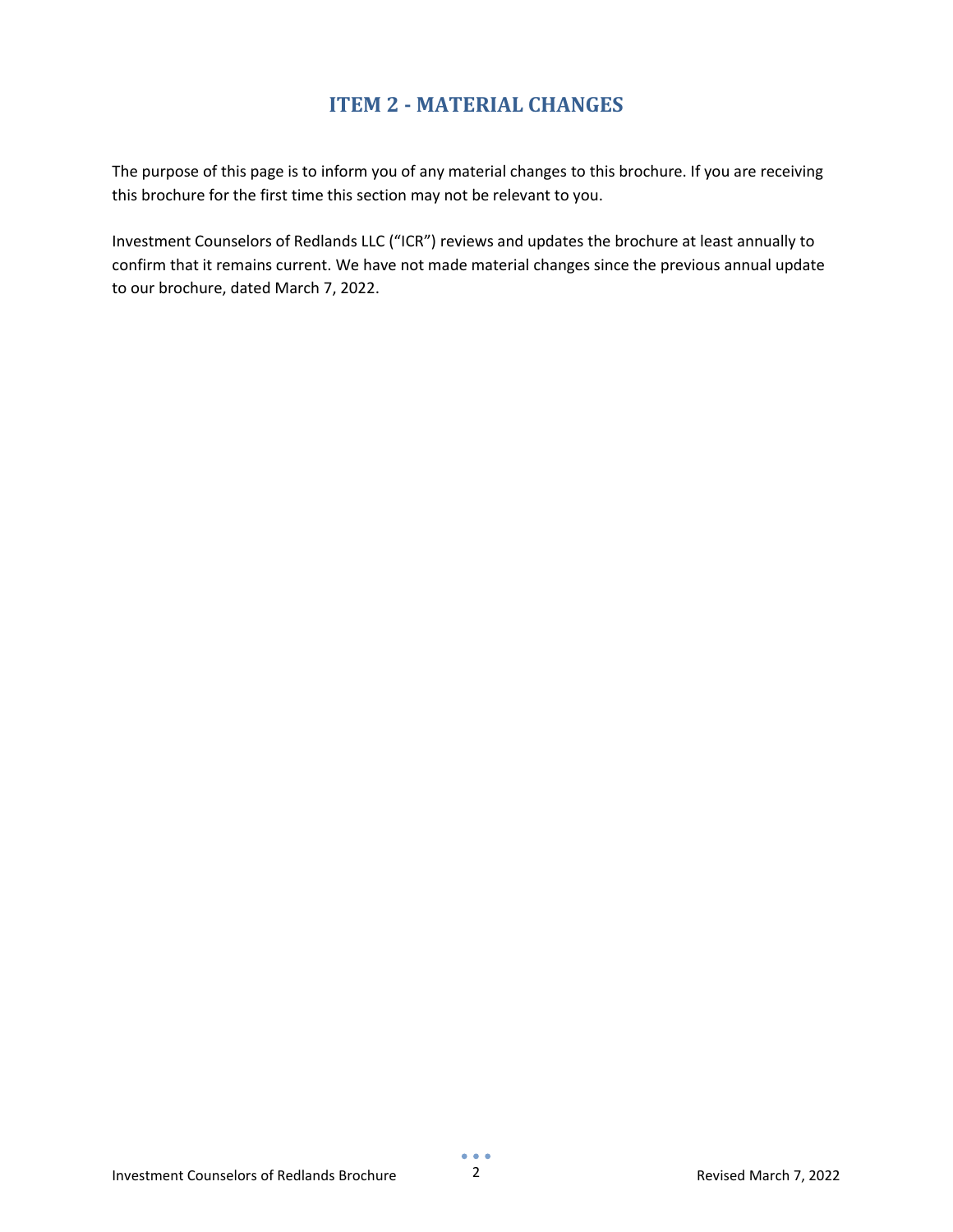# ITEM 2 - MATERIAL CHANGES

The purpose of this page is to inform you of any material changes to this brochure. If you are receiving this brochure for the first time this section may not be relevant to you.

Investment Counselors of Redlands LLC ("ICR") reviews and updates the brochure at least annually to confirm that it remains current. We have not made material changes since the previous annual update to our brochure, dated March 7, 2022.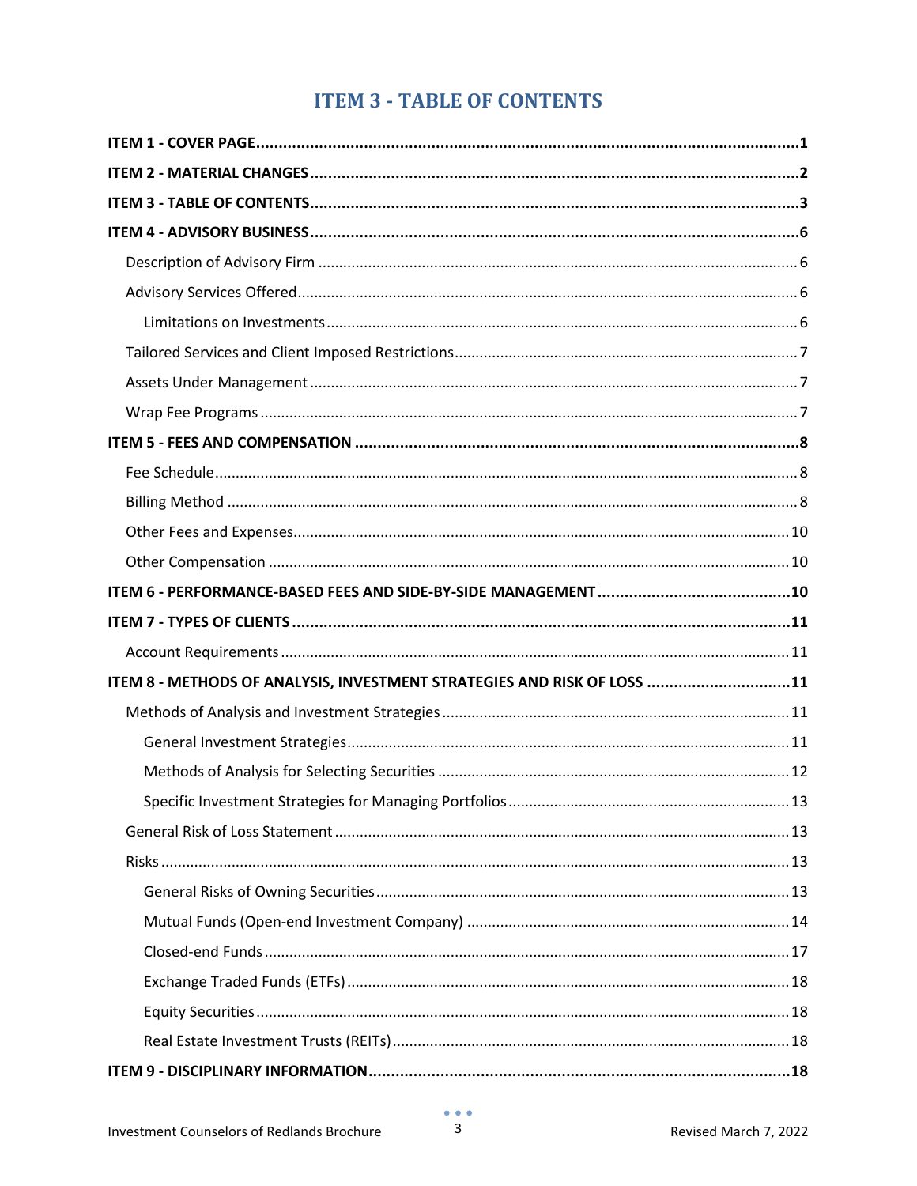# ITEM 3 - TABLE OF CONTENTS

**ITEM 1 - COVER PAGE** ..... **1**

**ITEM 2 - MATERIAL CHANGES** ..... **2**

**ITEM 3 - TABLE OF CONTENTS** ..... **3**

**ITEM 4 - ADVISORY BUSINESS** ..... **6**

- Description of Advisory Firm ..... 6
- Advisory Services Offered ..... 6
  - Limitations on Investments ..... 6
- Tailored Services and Client Imposed Restrictions ..... 7
- Assets Under Management ..... 7
- Wrap Fee Programs ..... 7

**ITEM 5 - FEES AND COMPENSATION** ..... **8**

- Fee Schedule ..... 8
- Billing Method ..... 8
- Other Fees and Expenses ..... 10
- Other Compensation ..... 10

**ITEM 6 - PERFORMANCE-BASED FEES AND SIDE-BY-SIDE MANAGEMENT** ..... **10**

**ITEM 7 - TYPES OF CLIENTS** ..... **11**

- Account Requirements ..... 11

**ITEM 8 - METHODS OF ANALYSIS, INVESTMENT STRATEGIES AND RISK OF LOSS** ..... **11**

- Methods of Analysis and Investment Strategies ..... 11
  - General Investment Strategies ..... 11
  - Methods of Analysis for Selecting Securities ..... 12
  - Specific Investment Strategies for Managing Portfolios ..... 13
- General Risk of Loss Statement ..... 13
- Risks ..... 13
  - General Risks of Owning Securities ..... 13
  - Mutual Funds (Open-end Investment Company) ..... 14
  - Closed-end Funds ..... 17
  - Exchange Traded Funds (ETFs) ..... 18
  - Equity Securities ..... 18
  - Real Estate Investment Trusts (REITs) ..... 18

**ITEM 9 - DISCIPLINARY INFORMATION** ..... **18**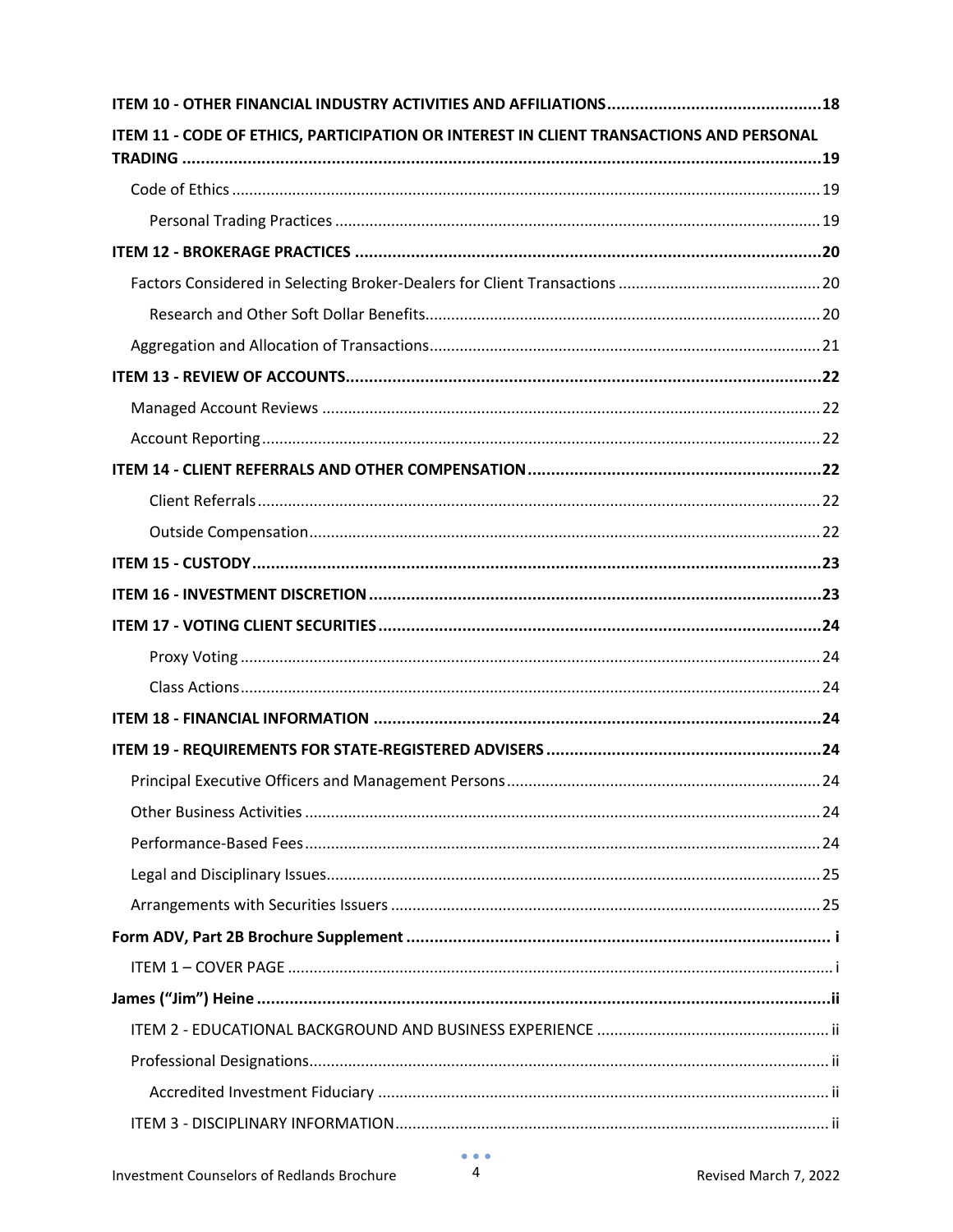**ITEM 10 - OTHER FINANCIAL INDUSTRY ACTIVITIES AND AFFILIATIONS** .......... **18**

**ITEM 11 - CODE OF ETHICS, PARTICIPATION OR INTEREST IN CLIENT TRANSACTIONS AND PERSONAL TRADING** .......... **19**

- Code of Ethics .......... 19
  - Personal Trading Practices .......... 19

**ITEM 12 - BROKERAGE PRACTICES** .......... **20**

- Factors Considered in Selecting Broker-Dealers for Client Transactions .......... 20
  - Research and Other Soft Dollar Benefits .......... 20
- Aggregation and Allocation of Transactions .......... 21

**ITEM 13 - REVIEW OF ACCOUNTS** .......... **22**

- Managed Account Reviews .......... 22
- Account Reporting .......... 22

**ITEM 14 - CLIENT REFERRALS AND OTHER COMPENSATION** .......... **22**

- Client Referrals .......... 22
- Outside Compensation .......... 22

**ITEM 15 - CUSTODY** .......... **23**

**ITEM 16 - INVESTMENT DISCRETION** .......... **23**

**ITEM 17 - VOTING CLIENT SECURITIES** .......... **24**

- Proxy Voting .......... 24
- Class Actions .......... 24

**ITEM 18 - FINANCIAL INFORMATION** .......... **24**

**ITEM 19 - REQUIREMENTS FOR STATE-REGISTERED ADVISERS** .......... **24**

- Principal Executive Officers and Management Persons .......... 24
- Other Business Activities .......... 24
- Performance-Based Fees .......... 24
- Legal and Disciplinary Issues .......... 25
- Arrangements with Securities Issuers .......... 25

**Form ADV, Part 2B Brochure Supplement** .......... **i**

- ITEM 1 – COVER PAGE .......... i

**James ("Jim") Heine** .......... **ii**

- ITEM 2 - EDUCATIONAL BACKGROUND AND BUSINESS EXPERIENCE .......... ii
- Professional Designations .......... ii
  - Accredited Investment Fiduciary .......... ii
- ITEM 3 - DISCIPLINARY INFORMATION .......... ii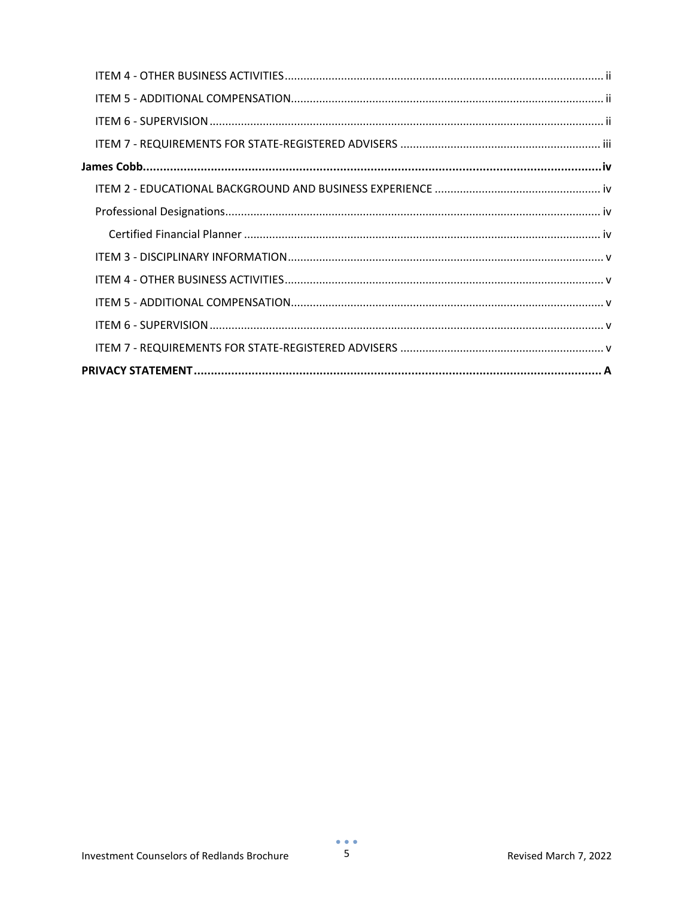ITEM 4 - OTHER BUSINESS ACTIVITIES ..... ii

ITEM 5 - ADDITIONAL COMPENSATION ..... ii

ITEM 6 - SUPERVISION ..... ii

ITEM 7 - REQUIREMENTS FOR STATE-REGISTERED ADVISERS ..... iii

**James Cobb ..... iv**

ITEM 2 - EDUCATIONAL BACKGROUND AND BUSINESS EXPERIENCE ..... iv

Professional Designations ..... iv

Certified Financial Planner ..... iv

ITEM 3 - DISCIPLINARY INFORMATION ..... v

ITEM 4 - OTHER BUSINESS ACTIVITIES ..... v

ITEM 5 - ADDITIONAL COMPENSATION ..... v

ITEM 6 - SUPERVISION ..... v

ITEM 7 - REQUIREMENTS FOR STATE-REGISTERED ADVISERS ..... v

**PRIVACY STATEMENT ..... A**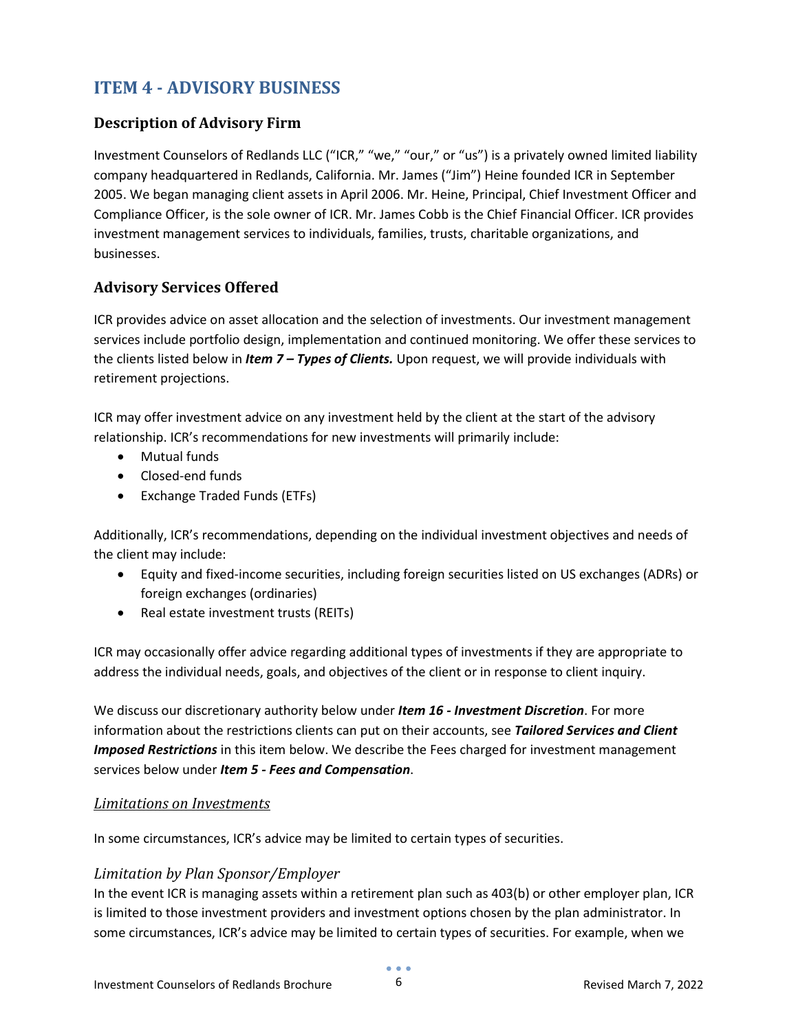# ITEM 4 - ADVISORY BUSINESS

## Description of Advisory Firm

Investment Counselors of Redlands LLC ("ICR," "we," "our," or "us") is a privately owned limited liability company headquartered in Redlands, California. Mr. James ("Jim") Heine founded ICR in September 2005. We began managing client assets in April 2006. Mr. Heine, Principal, Chief Investment Officer and Compliance Officer, is the sole owner of ICR. Mr. James Cobb is the Chief Financial Officer. ICR provides investment management services to individuals, families, trusts, charitable organizations, and businesses.

## Advisory Services Offered

ICR provides advice on asset allocation and the selection of investments. Our investment management services include portfolio design, implementation and continued monitoring. We offer these services to the clients listed below in ***Item 7 – Types of Clients.*** Upon request, we will provide individuals with retirement projections.

ICR may offer investment advice on any investment held by the client at the start of the advisory relationship. ICR's recommendations for new investments will primarily include:

- Mutual funds
- Closed-end funds
- Exchange Traded Funds (ETFs)

Additionally, ICR's recommendations, depending on the individual investment objectives and needs of the client may include:

- Equity and fixed-income securities, including foreign securities listed on US exchanges (ADRs) or foreign exchanges (ordinaries)
- Real estate investment trusts (REITs)

ICR may occasionally offer advice regarding additional types of investments if they are appropriate to address the individual needs, goals, and objectives of the client or in response to client inquiry.

We discuss our discretionary authority below under ***Item 16 - Investment Discretion***. For more information about the restrictions clients can put on their accounts, see ***Tailored Services and Client Imposed Restrictions*** in this item below. We describe the Fees charged for investment management services below under ***Item 5 - Fees and Compensation***.

### *Limitations on Investments*

In some circumstances, ICR's advice may be limited to certain types of securities.

### *Limitation by Plan Sponsor/Employer*

In the event ICR is managing assets within a retirement plan such as 403(b) or other employer plan, ICR is limited to those investment providers and investment options chosen by the plan administrator. In some circumstances, ICR's advice may be limited to certain types of securities. For example, when we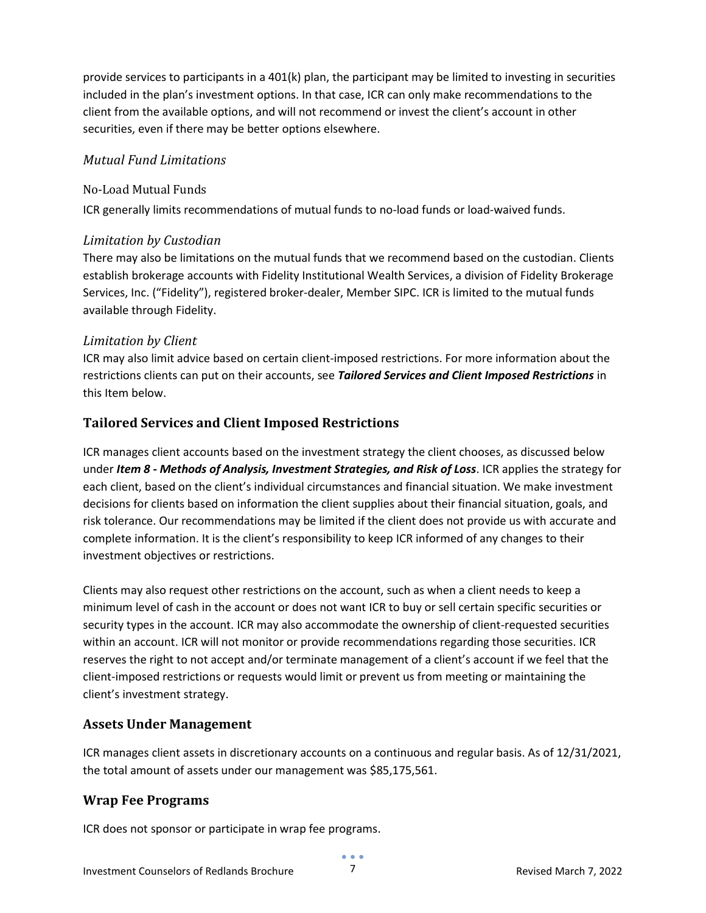provide services to participants in a 401(k) plan, the participant may be limited to investing in securities included in the plan's investment options. In that case, ICR can only make recommendations to the client from the available options, and will not recommend or invest the client's account in other securities, even if there may be better options elsewhere.

### *Mutual Fund Limitations*

#### No-Load Mutual Funds

ICR generally limits recommendations of mutual funds to no-load funds or load-waived funds.

### *Limitation by Custodian*

There may also be limitations on the mutual funds that we recommend based on the custodian. Clients establish brokerage accounts with Fidelity Institutional Wealth Services, a division of Fidelity Brokerage Services, Inc. ("Fidelity"), registered broker-dealer, Member SIPC. ICR is limited to the mutual funds available through Fidelity.

### *Limitation by Client*

ICR may also limit advice based on certain client-imposed restrictions. For more information about the restrictions clients can put on their accounts, see ***Tailored Services and Client Imposed Restrictions*** in this Item below.

## Tailored Services and Client Imposed Restrictions

ICR manages client accounts based on the investment strategy the client chooses, as discussed below under ***Item 8 - Methods of Analysis, Investment Strategies, and Risk of Loss***. ICR applies the strategy for each client, based on the client's individual circumstances and financial situation. We make investment decisions for clients based on information the client supplies about their financial situation, goals, and risk tolerance. Our recommendations may be limited if the client does not provide us with accurate and complete information. It is the client's responsibility to keep ICR informed of any changes to their investment objectives or restrictions.

Clients may also request other restrictions on the account, such as when a client needs to keep a minimum level of cash in the account or does not want ICR to buy or sell certain specific securities or security types in the account. ICR may also accommodate the ownership of client-requested securities within an account. ICR will not monitor or provide recommendations regarding those securities. ICR reserves the right to not accept and/or terminate management of a client's account if we feel that the client-imposed restrictions or requests would limit or prevent us from meeting or maintaining the client's investment strategy.

## Assets Under Management

ICR manages client assets in discretionary accounts on a continuous and regular basis. As of 12/31/2021, the total amount of assets under our management was $85,175,561.

## Wrap Fee Programs

ICR does not sponsor or participate in wrap fee programs.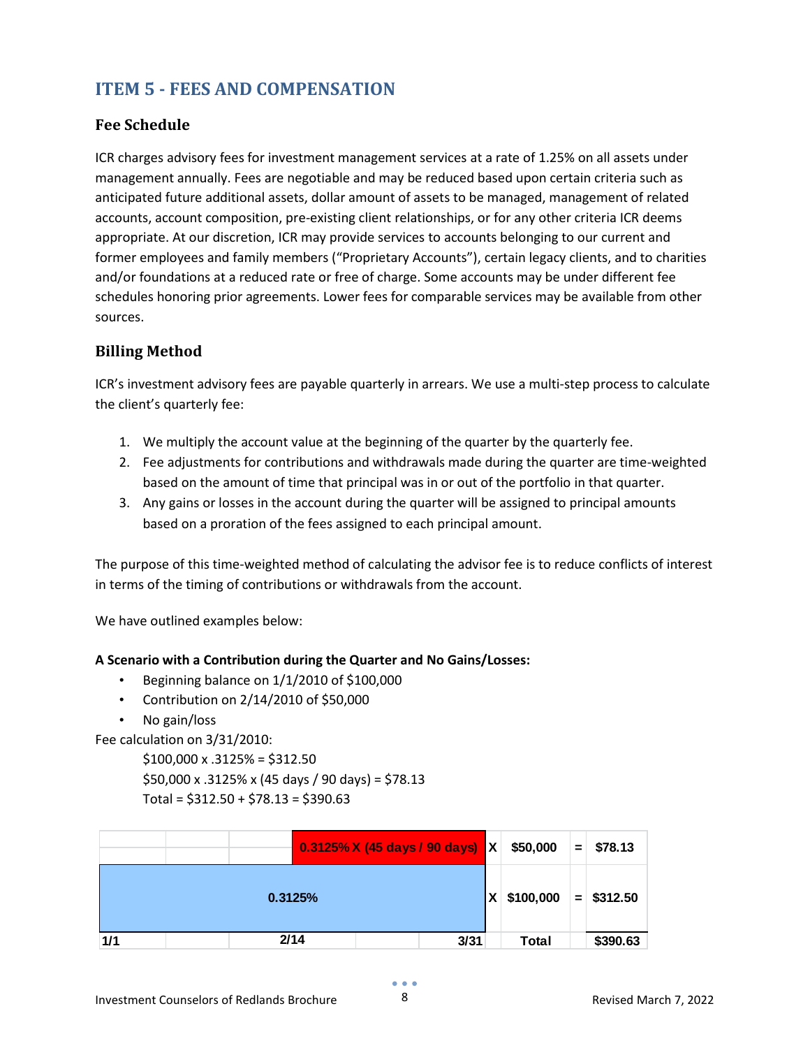## ITEM 5 - FEES AND COMPENSATION

### Fee Schedule

ICR charges advisory fees for investment management services at a rate of 1.25% on all assets under management annually. Fees are negotiable and may be reduced based upon certain criteria such as anticipated future additional assets, dollar amount of assets to be managed, management of related accounts, account composition, pre-existing client relationships, or for any other criteria ICR deems appropriate. At our discretion, ICR may provide services to accounts belonging to our current and former employees and family members ("Proprietary Accounts"), certain legacy clients, and to charities and/or foundations at a reduced rate or free of charge. Some accounts may be under different fee schedules honoring prior agreements. Lower fees for comparable services may be available from other sources.

### Billing Method

ICR's investment advisory fees are payable quarterly in arrears. We use a multi-step process to calculate the client's quarterly fee:

1. We multiply the account value at the beginning of the quarter by the quarterly fee.
2. Fee adjustments for contributions and withdrawals made during the quarter are time-weighted based on the amount of time that principal was in or out of the portfolio in that quarter.
3. Any gains or losses in the account during the quarter will be assigned to principal amounts based on a proration of the fees assigned to each principal amount.

The purpose of this time-weighted method of calculating the advisor fee is to reduce conflicts of interest in terms of the timing of contributions or withdrawals from the account.

We have outlined examples below:

**A Scenario with a Contribution during the Quarter and No Gains/Losses:**

- Beginning balance on 1/1/2010 of $100,000
- Contribution on 2/14/2010 of $50,000
- No gain/loss

Fee calculation on 3/31/2010:

$100,000 x .3125% = $312.50
$50,000 x .3125% x (45 days / 90 days) = $78.13
Total = $312.50 + $78.13 = $390.63

| Period | Rate | | Amount | | Fee |
|---|---|---|---|---|---|
| 2/14 – 3/31 | 0.3125% X (45 days / 90 days) | X | $50,000 | = | $78.13 |
| 1/1 – 3/31 | 0.3125% | X | $100,000 | = | $312.50 |
| 1/1 2/14 3/31 | | | Total | | $390.63 |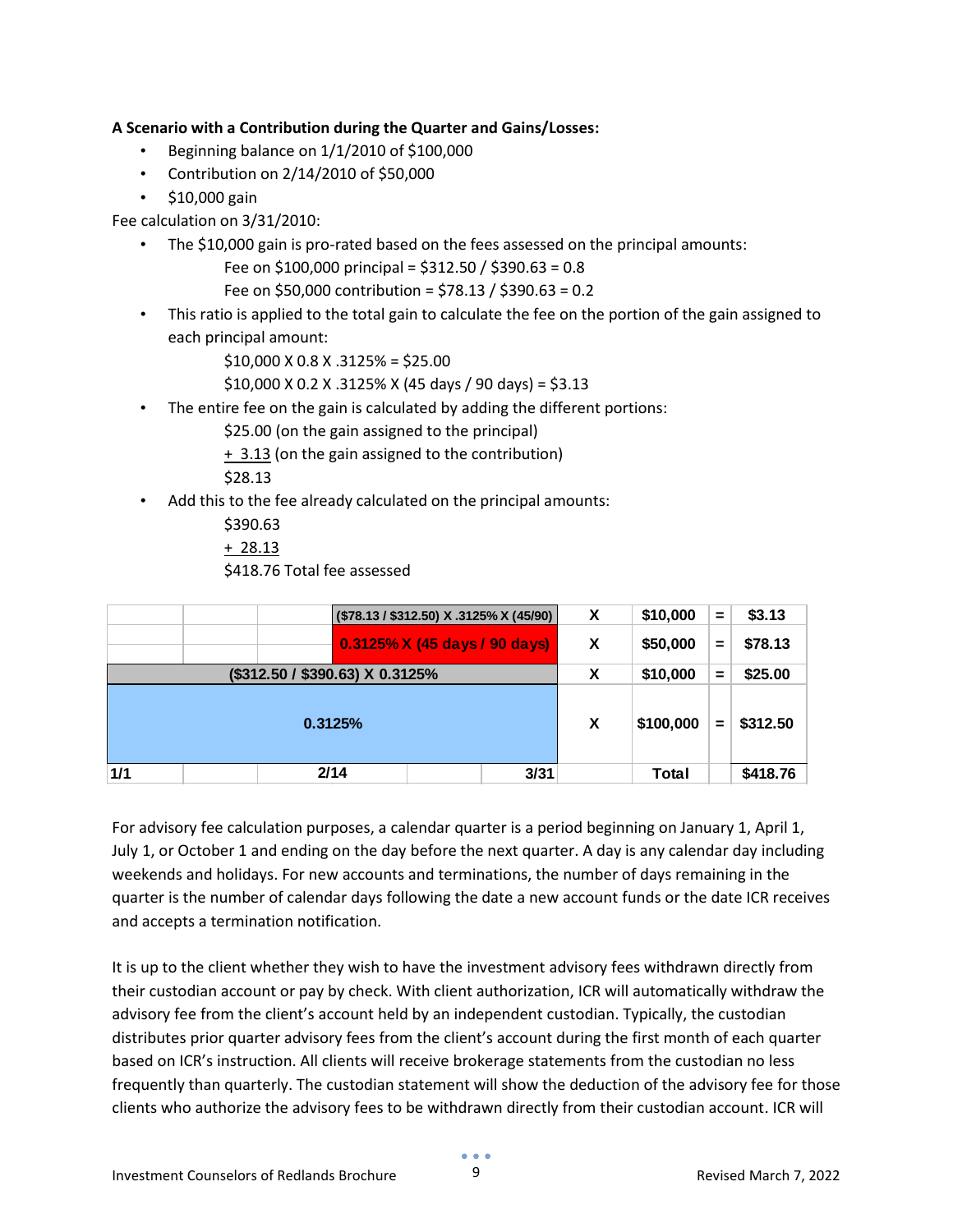**A Scenario with a Contribution during the Quarter and Gains/Losses:**

- Beginning balance on 1/1/2010 of $100,000
- Contribution on 2/14/2010 of $50,000
- $10,000 gain

Fee calculation on 3/31/2010:

- The $10,000 gain is pro-rated based on the fees assessed on the principal amounts:
  
  Fee on $100,000 principal = $312.50 / $390.63 = 0.8
  
  Fee on $50,000 contribution = $78.13 / $390.63 = 0.2
- This ratio is applied to the total gain to calculate the fee on the portion of the gain assigned to each principal amount:
  
  $10,000 X 0.8 X .3125% = $25.00
  
  $10,000 X 0.2 X .3125% X (45 days / 90 days) = $3.13
- The entire fee on the gain is calculated by adding the different portions:
  
  $25.00 (on the gain assigned to the principal)
  
  \+ 3.13 (on the gain assigned to the contribution)
  
  $28.13
- Add this to the fee already calculated on the principal amounts:
  
  $390.63
  
  \+ 28.13
  
  $418.76 Total fee assessed

| | | | | | | | | | |
|---|---|---|---|---|---|---|---|---|---|
| | | | ($78.13 / $312.50) X .3125% X (45/90) | | X | $10,000 | = | $3.13 |
| | | | 0.3125% X (45 days / 90 days) | | X | $50,000 | = | $78.13 |
| ($312.50 / $390.63) X 0.3125% | | | | | X | $10,000 | = | $25.00 |
| 0.3125% | | | | | X | $100,000 | = | $312.50 |
| 1/1 | | 2/14 | | 3/31 | | Total | | $418.76 |

For advisory fee calculation purposes, a calendar quarter is a period beginning on January 1, April 1, July 1, or October 1 and ending on the day before the next quarter. A day is any calendar day including weekends and holidays. For new accounts and terminations, the number of days remaining in the quarter is the number of calendar days following the date a new account funds or the date ICR receives and accepts a termination notification.

It is up to the client whether they wish to have the investment advisory fees withdrawn directly from their custodian account or pay by check. With client authorization, ICR will automatically withdraw the advisory fee from the client's account held by an independent custodian. Typically, the custodian distributes prior quarter advisory fees from the client's account during the first month of each quarter based on ICR's instruction. All clients will receive brokerage statements from the custodian no less frequently than quarterly. The custodian statement will show the deduction of the advisory fee for those clients who authorize the advisory fees to be withdrawn directly from their custodian account. ICR will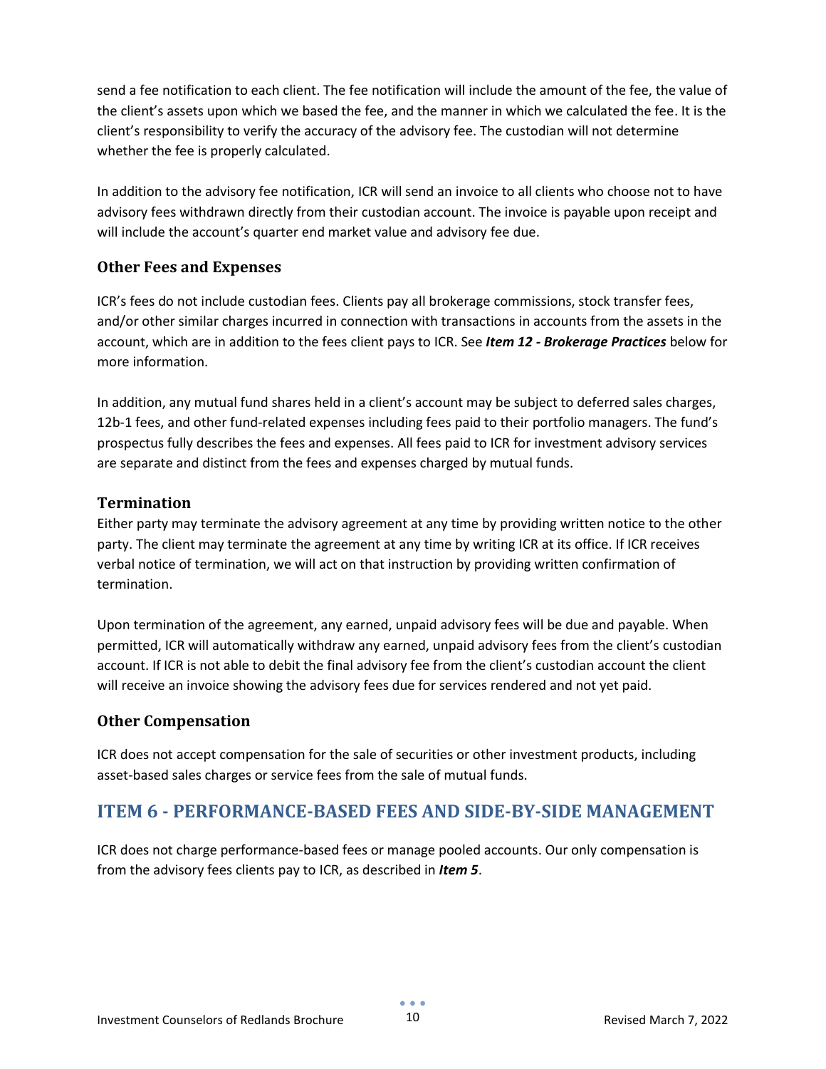send a fee notification to each client. The fee notification will include the amount of the fee, the value of the client's assets upon which we based the fee, and the manner in which we calculated the fee. It is the client's responsibility to verify the accuracy of the advisory fee. The custodian will not determine whether the fee is properly calculated.

In addition to the advisory fee notification, ICR will send an invoice to all clients who choose not to have advisory fees withdrawn directly from their custodian account. The invoice is payable upon receipt and will include the account's quarter end market value and advisory fee due.

### Other Fees and Expenses

ICR's fees do not include custodian fees. Clients pay all brokerage commissions, stock transfer fees, and/or other similar charges incurred in connection with transactions in accounts from the assets in the account, which are in addition to the fees client pays to ICR. See ***Item 12 - Brokerage Practices*** below for more information.

In addition, any mutual fund shares held in a client's account may be subject to deferred sales charges, 12b-1 fees, and other fund-related expenses including fees paid to their portfolio managers. The fund's prospectus fully describes the fees and expenses. All fees paid to ICR for investment advisory services are separate and distinct from the fees and expenses charged by mutual funds.

### Termination

Either party may terminate the advisory agreement at any time by providing written notice to the other party. The client may terminate the agreement at any time by writing ICR at its office. If ICR receives verbal notice of termination, we will act on that instruction by providing written confirmation of termination.

Upon termination of the agreement, any earned, unpaid advisory fees will be due and payable. When permitted, ICR will automatically withdraw any earned, unpaid advisory fees from the client's custodian account. If ICR is not able to debit the final advisory fee from the client's custodian account the client will receive an invoice showing the advisory fees due for services rendered and not yet paid.

### Other Compensation

ICR does not accept compensation for the sale of securities or other investment products, including asset-based sales charges or service fees from the sale of mutual funds.

## ITEM 6 - PERFORMANCE-BASED FEES AND SIDE-BY-SIDE MANAGEMENT

ICR does not charge performance-based fees or manage pooled accounts. Our only compensation is from the advisory fees clients pay to ICR, as described in ***Item 5***.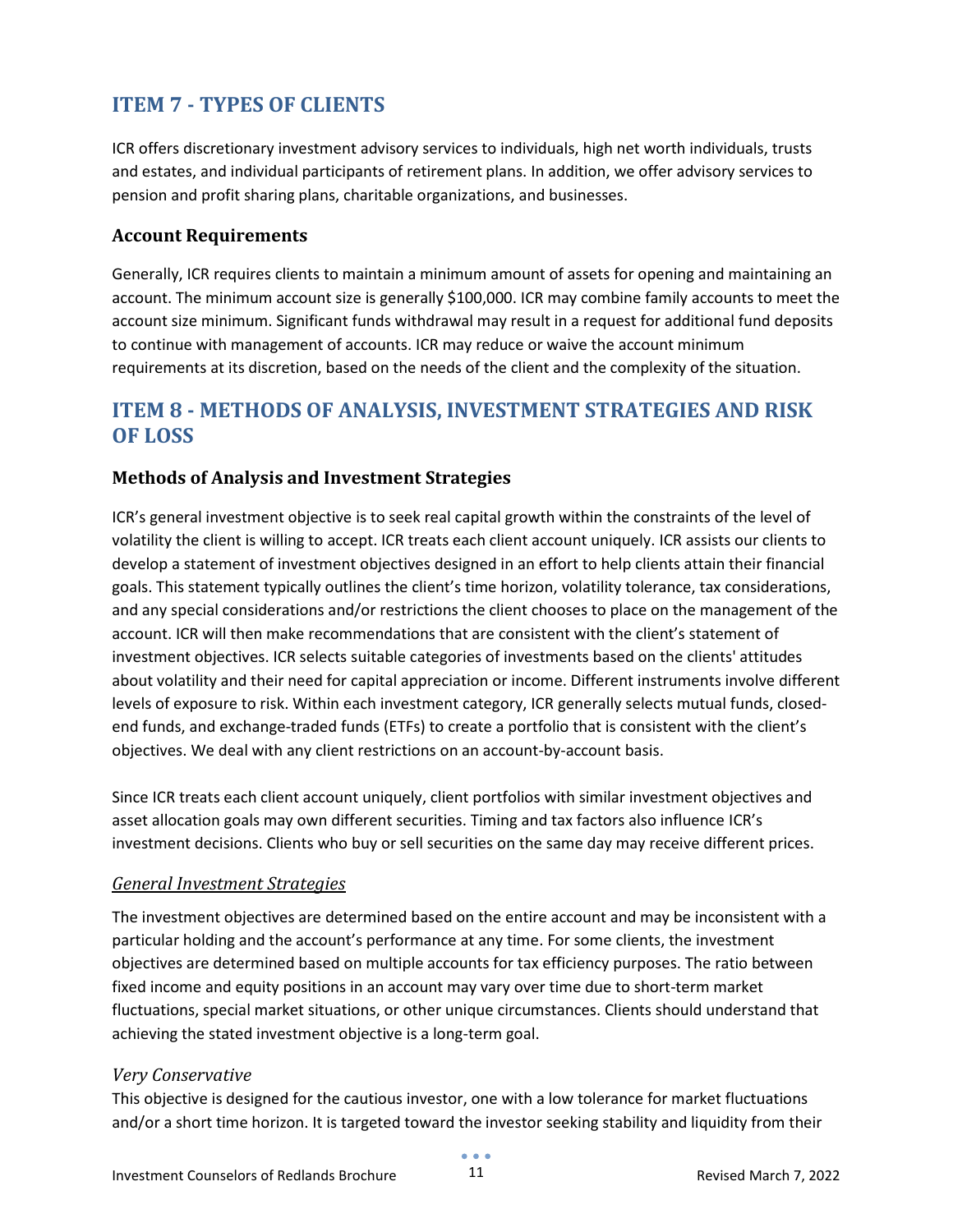## ITEM 7 - TYPES OF CLIENTS

ICR offers discretionary investment advisory services to individuals, high net worth individuals, trusts and estates, and individual participants of retirement plans. In addition, we offer advisory services to pension and profit sharing plans, charitable organizations, and businesses.

### Account Requirements

Generally, ICR requires clients to maintain a minimum amount of assets for opening and maintaining an account. The minimum account size is generally $100,000. ICR may combine family accounts to meet the account size minimum. Significant funds withdrawal may result in a request for additional fund deposits to continue with management of accounts. ICR may reduce or waive the account minimum requirements at its discretion, based on the needs of the client and the complexity of the situation.

## ITEM 8 - METHODS OF ANALYSIS, INVESTMENT STRATEGIES AND RISK OF LOSS

### Methods of Analysis and Investment Strategies

ICR's general investment objective is to seek real capital growth within the constraints of the level of volatility the client is willing to accept. ICR treats each client account uniquely. ICR assists our clients to develop a statement of investment objectives designed in an effort to help clients attain their financial goals. This statement typically outlines the client's time horizon, volatility tolerance, tax considerations, and any special considerations and/or restrictions the client chooses to place on the management of the account. ICR will then make recommendations that are consistent with the client's statement of investment objectives. ICR selects suitable categories of investments based on the clients' attitudes about volatility and their need for capital appreciation or income. Different instruments involve different levels of exposure to risk. Within each investment category, ICR generally selects mutual funds, closed-end funds, and exchange-traded funds (ETFs) to create a portfolio that is consistent with the client's objectives. We deal with any client restrictions on an account-by-account basis.

Since ICR treats each client account uniquely, client portfolios with similar investment objectives and asset allocation goals may own different securities. Timing and tax factors also influence ICR's investment decisions. Clients who buy or sell securities on the same day may receive different prices.

#### *General Investment Strategies*

The investment objectives are determined based on the entire account and may be inconsistent with a particular holding and the account's performance at any time. For some clients, the investment objectives are determined based on multiple accounts for tax efficiency purposes. The ratio between fixed income and equity positions in an account may vary over time due to short-term market fluctuations, special market situations, or other unique circumstances. Clients should understand that achieving the stated investment objective is a long-term goal.

*Very Conservative*

This objective is designed for the cautious investor, one with a low tolerance for market fluctuations and/or a short time horizon. It is targeted toward the investor seeking stability and liquidity from their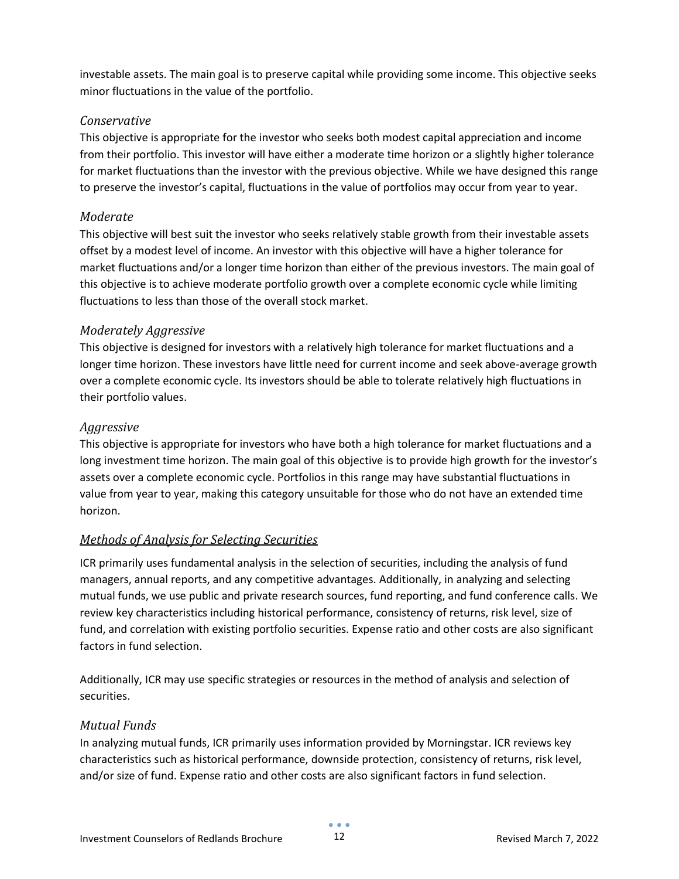investable assets. The main goal is to preserve capital while providing some income. This objective seeks minor fluctuations in the value of the portfolio.

### *Conservative*

This objective is appropriate for the investor who seeks both modest capital appreciation and income from their portfolio. This investor will have either a moderate time horizon or a slightly higher tolerance for market fluctuations than the investor with the previous objective. While we have designed this range to preserve the investor's capital, fluctuations in the value of portfolios may occur from year to year.

### *Moderate*

This objective will best suit the investor who seeks relatively stable growth from their investable assets offset by a modest level of income. An investor with this objective will have a higher tolerance for market fluctuations and/or a longer time horizon than either of the previous investors. The main goal of this objective is to achieve moderate portfolio growth over a complete economic cycle while limiting fluctuations to less than those of the overall stock market.

### *Moderately Aggressive*

This objective is designed for investors with a relatively high tolerance for market fluctuations and a longer time horizon. These investors have little need for current income and seek above-average growth over a complete economic cycle. Its investors should be able to tolerate relatively high fluctuations in their portfolio values.

### *Aggressive*

This objective is appropriate for investors who have both a high tolerance for market fluctuations and a long investment time horizon. The main goal of this objective is to provide high growth for the investor's assets over a complete economic cycle. Portfolios in this range may have substantial fluctuations in value from year to year, making this category unsuitable for those who do not have an extended time horizon.

## *Methods of Analysis for Selecting Securities*

ICR primarily uses fundamental analysis in the selection of securities, including the analysis of fund managers, annual reports, and any competitive advantages. Additionally, in analyzing and selecting mutual funds, we use public and private research sources, fund reporting, and fund conference calls. We review key characteristics including historical performance, consistency of returns, risk level, size of fund, and correlation with existing portfolio securities. Expense ratio and other costs are also significant factors in fund selection.

Additionally, ICR may use specific strategies or resources in the method of analysis and selection of securities.

### *Mutual Funds*

In analyzing mutual funds, ICR primarily uses information provided by Morningstar. ICR reviews key characteristics such as historical performance, downside protection, consistency of returns, risk level, and/or size of fund. Expense ratio and other costs are also significant factors in fund selection.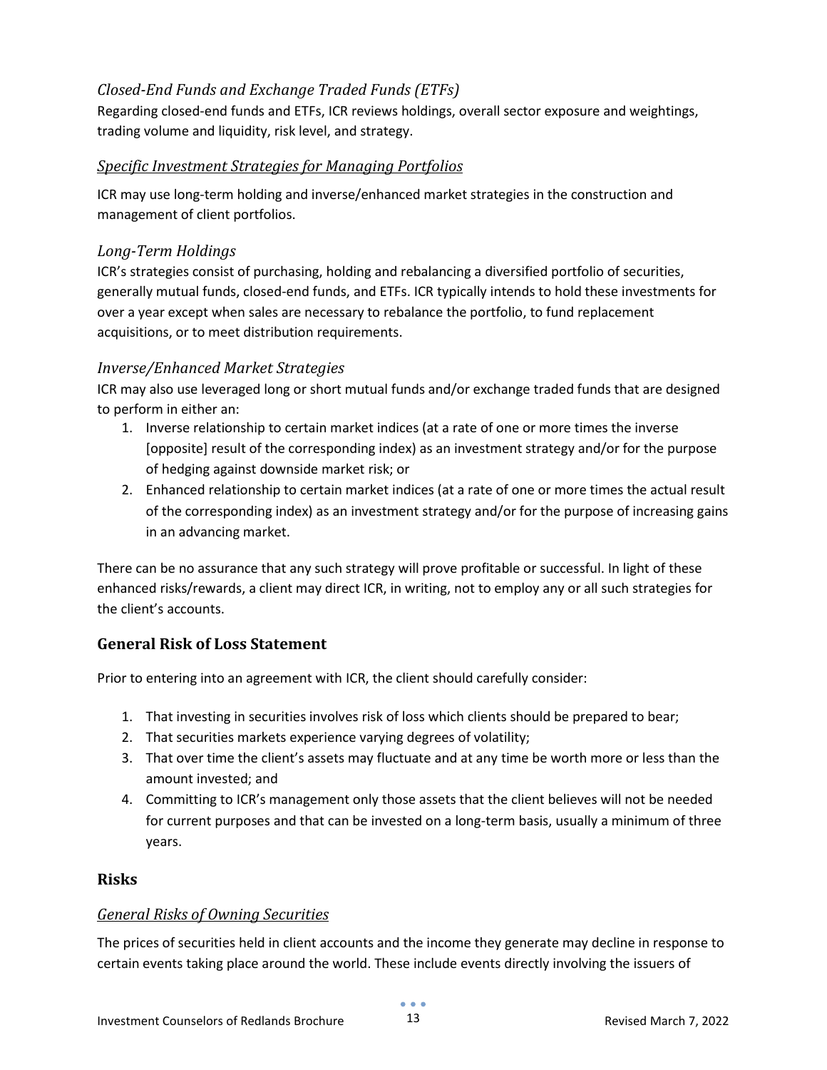### *Closed-End Funds and Exchange Traded Funds (ETFs)*

Regarding closed-end funds and ETFs, ICR reviews holdings, overall sector exposure and weightings, trading volume and liquidity, risk level, and strategy.

### *Specific Investment Strategies for Managing Portfolios*

ICR may use long-term holding and inverse/enhanced market strategies in the construction and management of client portfolios.

### *Long-Term Holdings*

ICR's strategies consist of purchasing, holding and rebalancing a diversified portfolio of securities, generally mutual funds, closed-end funds, and ETFs. ICR typically intends to hold these investments for over a year except when sales are necessary to rebalance the portfolio, to fund replacement acquisitions, or to meet distribution requirements.

### *Inverse/Enhanced Market Strategies*

ICR may also use leveraged long or short mutual funds and/or exchange traded funds that are designed to perform in either an:

1. Inverse relationship to certain market indices (at a rate of one or more times the inverse [opposite] result of the corresponding index) as an investment strategy and/or for the purpose of hedging against downside market risk; or
2. Enhanced relationship to certain market indices (at a rate of one or more times the actual result of the corresponding index) as an investment strategy and/or for the purpose of increasing gains in an advancing market.

There can be no assurance that any such strategy will prove profitable or successful. In light of these enhanced risks/rewards, a client may direct ICR, in writing, not to employ any or all such strategies for the client's accounts.

## General Risk of Loss Statement

Prior to entering into an agreement with ICR, the client should carefully consider:

1. That investing in securities involves risk of loss which clients should be prepared to bear;
2. That securities markets experience varying degrees of volatility;
3. That over time the client's assets may fluctuate and at any time be worth more or less than the amount invested; and
4. Committing to ICR's management only those assets that the client believes will not be needed for current purposes and that can be invested on a long-term basis, usually a minimum of three years.

## Risks

### *General Risks of Owning Securities*

The prices of securities held in client accounts and the income they generate may decline in response to certain events taking place around the world. These include events directly involving the issuers of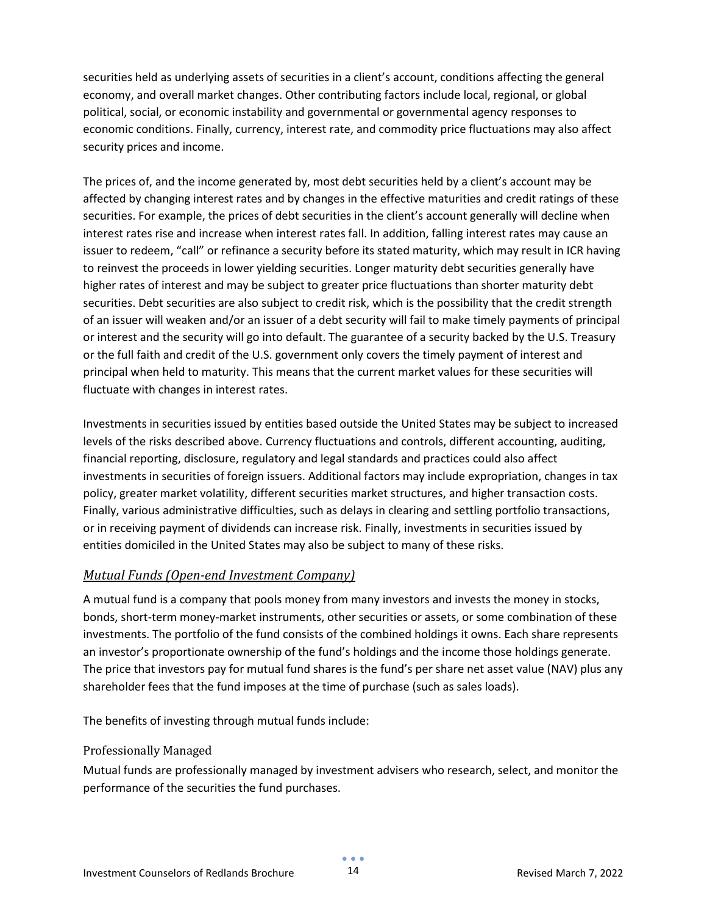securities held as underlying assets of securities in a client's account, conditions affecting the general economy, and overall market changes. Other contributing factors include local, regional, or global political, social, or economic instability and governmental or governmental agency responses to economic conditions. Finally, currency, interest rate, and commodity price fluctuations may also affect security prices and income.

The prices of, and the income generated by, most debt securities held by a client's account may be affected by changing interest rates and by changes in the effective maturities and credit ratings of these securities. For example, the prices of debt securities in the client's account generally will decline when interest rates rise and increase when interest rates fall. In addition, falling interest rates may cause an issuer to redeem, "call" or refinance a security before its stated maturity, which may result in ICR having to reinvest the proceeds in lower yielding securities. Longer maturity debt securities generally have higher rates of interest and may be subject to greater price fluctuations than shorter maturity debt securities. Debt securities are also subject to credit risk, which is the possibility that the credit strength of an issuer will weaken and/or an issuer of a debt security will fail to make timely payments of principal or interest and the security will go into default. The guarantee of a security backed by the U.S. Treasury or the full faith and credit of the U.S. government only covers the timely payment of interest and principal when held to maturity. This means that the current market values for these securities will fluctuate with changes in interest rates.

Investments in securities issued by entities based outside the United States may be subject to increased levels of the risks described above. Currency fluctuations and controls, different accounting, auditing, financial reporting, disclosure, regulatory and legal standards and practices could also affect investments in securities of foreign issuers. Additional factors may include expropriation, changes in tax policy, greater market volatility, different securities market structures, and higher transaction costs. Finally, various administrative difficulties, such as delays in clearing and settling portfolio transactions, or in receiving payment of dividends can increase risk. Finally, investments in securities issued by entities domiciled in the United States may also be subject to many of these risks.

### *Mutual Funds (Open-end Investment Company)*

A mutual fund is a company that pools money from many investors and invests the money in stocks, bonds, short-term money-market instruments, other securities or assets, or some combination of these investments. The portfolio of the fund consists of the combined holdings it owns. Each share represents an investor's proportionate ownership of the fund's holdings and the income those holdings generate. The price that investors pay for mutual fund shares is the fund's per share net asset value (NAV) plus any shareholder fees that the fund imposes at the time of purchase (such as sales loads).

The benefits of investing through mutual funds include:

#### Professionally Managed

Mutual funds are professionally managed by investment advisers who research, select, and monitor the performance of the securities the fund purchases.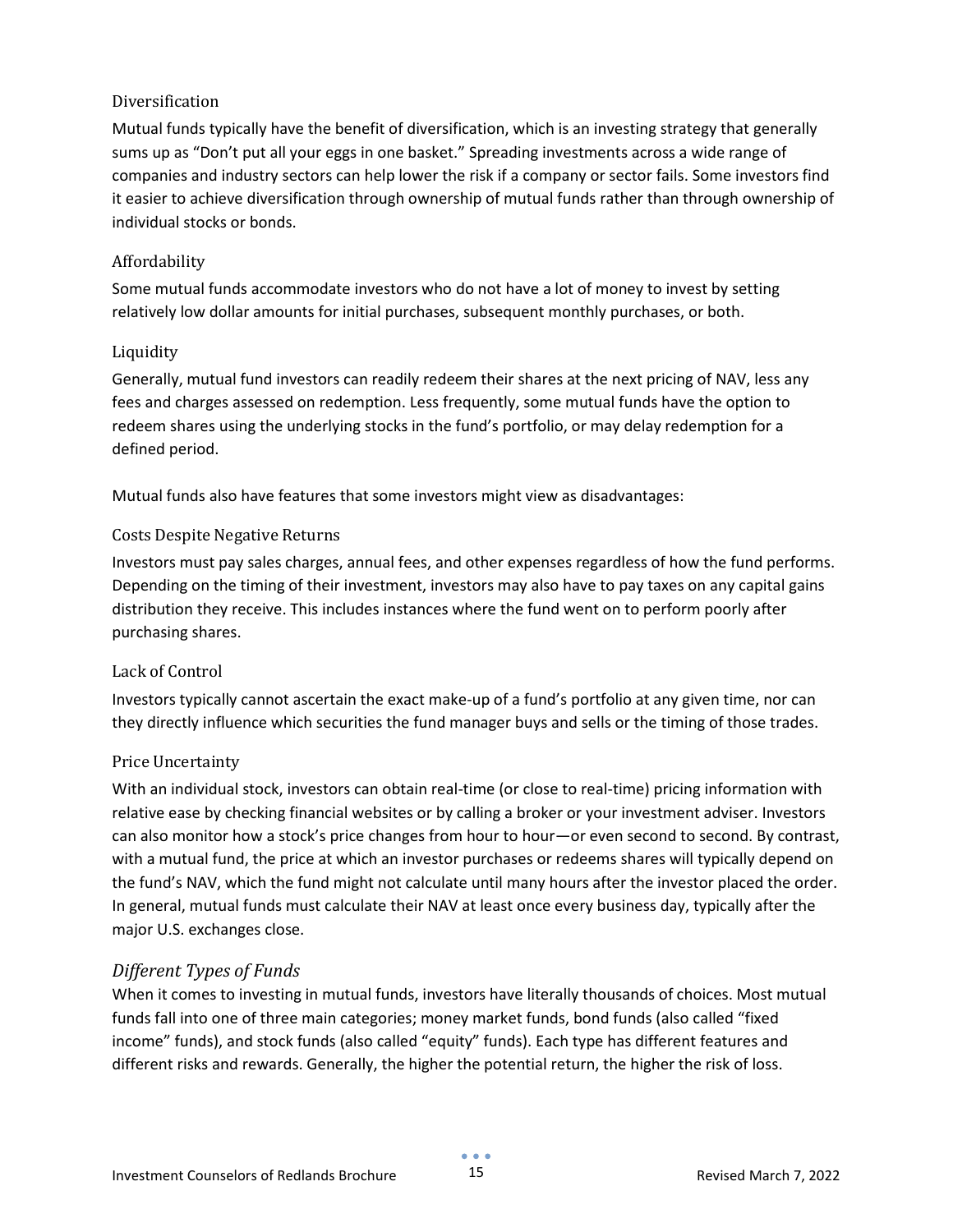### Diversification

Mutual funds typically have the benefit of diversification, which is an investing strategy that generally sums up as "Don't put all your eggs in one basket." Spreading investments across a wide range of companies and industry sectors can help lower the risk if a company or sector fails. Some investors find it easier to achieve diversification through ownership of mutual funds rather than through ownership of individual stocks or bonds.

### Affordability

Some mutual funds accommodate investors who do not have a lot of money to invest by setting relatively low dollar amounts for initial purchases, subsequent monthly purchases, or both.

### Liquidity

Generally, mutual fund investors can readily redeem their shares at the next pricing of NAV, less any fees and charges assessed on redemption. Less frequently, some mutual funds have the option to redeem shares using the underlying stocks in the fund's portfolio, or may delay redemption for a defined period.

Mutual funds also have features that some investors might view as disadvantages:

### Costs Despite Negative Returns

Investors must pay sales charges, annual fees, and other expenses regardless of how the fund performs. Depending on the timing of their investment, investors may also have to pay taxes on any capital gains distribution they receive. This includes instances where the fund went on to perform poorly after purchasing shares.

### Lack of Control

Investors typically cannot ascertain the exact make-up of a fund's portfolio at any given time, nor can they directly influence which securities the fund manager buys and sells or the timing of those trades.

### Price Uncertainty

With an individual stock, investors can obtain real-time (or close to real-time) pricing information with relative ease by checking financial websites or by calling a broker or your investment adviser. Investors can also monitor how a stock's price changes from hour to hour—or even second to second. By contrast, with a mutual fund, the price at which an investor purchases or redeems shares will typically depend on the fund's NAV, which the fund might not calculate until many hours after the investor placed the order. In general, mutual funds must calculate their NAV at least once every business day, typically after the major U.S. exchanges close.

## *Different Types of Funds*

When it comes to investing in mutual funds, investors have literally thousands of choices. Most mutual funds fall into one of three main categories; money market funds, bond funds (also called "fixed income" funds), and stock funds (also called "equity" funds). Each type has different features and different risks and rewards. Generally, the higher the potential return, the higher the risk of loss.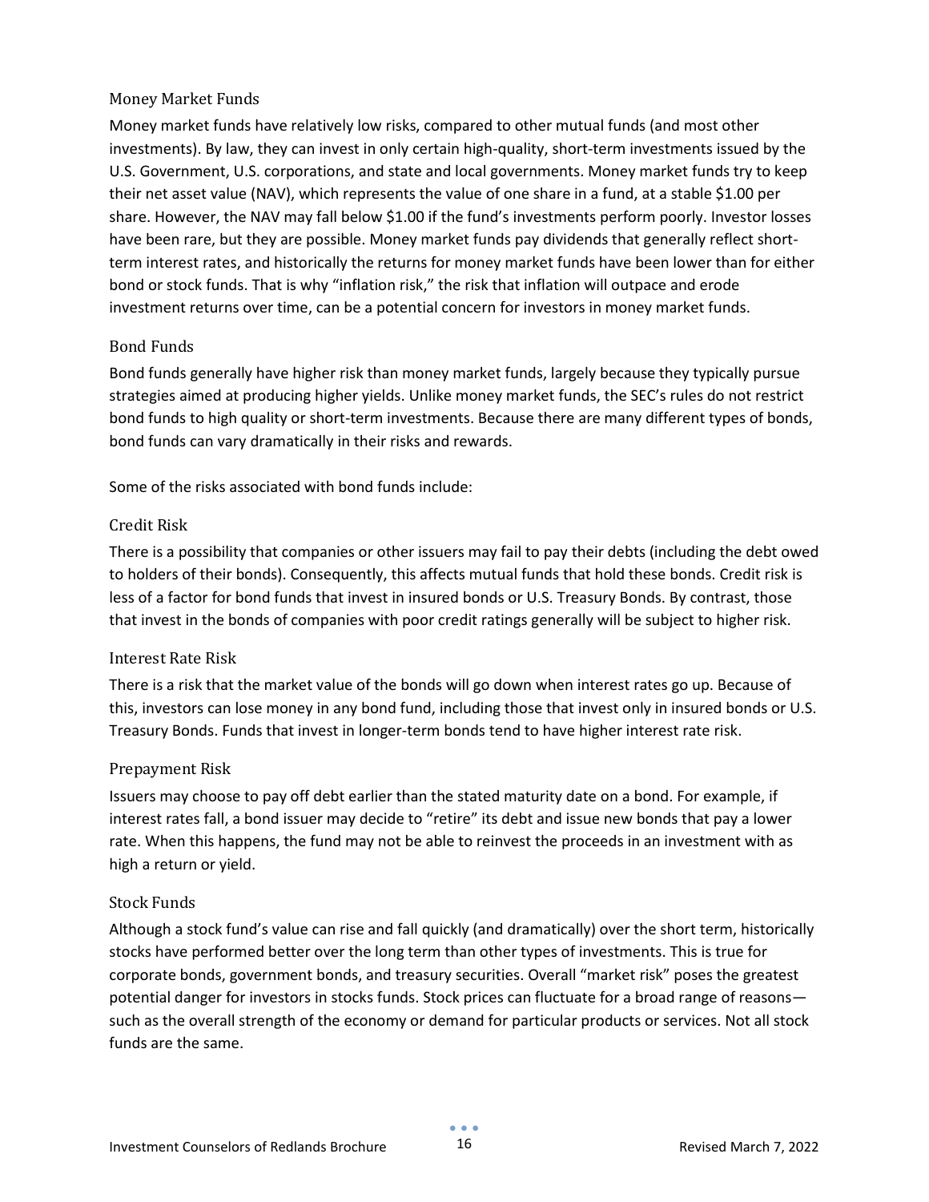### Money Market Funds

Money market funds have relatively low risks, compared to other mutual funds (and most other investments). By law, they can invest in only certain high-quality, short-term investments issued by the U.S. Government, U.S. corporations, and state and local governments. Money market funds try to keep their net asset value (NAV), which represents the value of one share in a fund, at a stable $1.00 per share. However, the NAV may fall below $1.00 if the fund's investments perform poorly. Investor losses have been rare, but they are possible. Money market funds pay dividends that generally reflect short-term interest rates, and historically the returns for money market funds have been lower than for either bond or stock funds. That is why "inflation risk," the risk that inflation will outpace and erode investment returns over time, can be a potential concern for investors in money market funds.

### Bond Funds

Bond funds generally have higher risk than money market funds, largely because they typically pursue strategies aimed at producing higher yields. Unlike money market funds, the SEC's rules do not restrict bond funds to high quality or short-term investments. Because there are many different types of bonds, bond funds can vary dramatically in their risks and rewards.

Some of the risks associated with bond funds include:

### Credit Risk

There is a possibility that companies or other issuers may fail to pay their debts (including the debt owed to holders of their bonds). Consequently, this affects mutual funds that hold these bonds. Credit risk is less of a factor for bond funds that invest in insured bonds or U.S. Treasury Bonds. By contrast, those that invest in the bonds of companies with poor credit ratings generally will be subject to higher risk.

### Interest Rate Risk

There is a risk that the market value of the bonds will go down when interest rates go up. Because of this, investors can lose money in any bond fund, including those that invest only in insured bonds or U.S. Treasury Bonds. Funds that invest in longer-term bonds tend to have higher interest rate risk.

### Prepayment Risk

Issuers may choose to pay off debt earlier than the stated maturity date on a bond. For example, if interest rates fall, a bond issuer may decide to "retire" its debt and issue new bonds that pay a lower rate. When this happens, the fund may not be able to reinvest the proceeds in an investment with as high a return or yield.

### Stock Funds

Although a stock fund's value can rise and fall quickly (and dramatically) over the short term, historically stocks have performed better over the long term than other types of investments. This is true for corporate bonds, government bonds, and treasury securities. Overall "market risk" poses the greatest potential danger for investors in stocks funds. Stock prices can fluctuate for a broad range of reasons—such as the overall strength of the economy or demand for particular products or services. Not all stock funds are the same.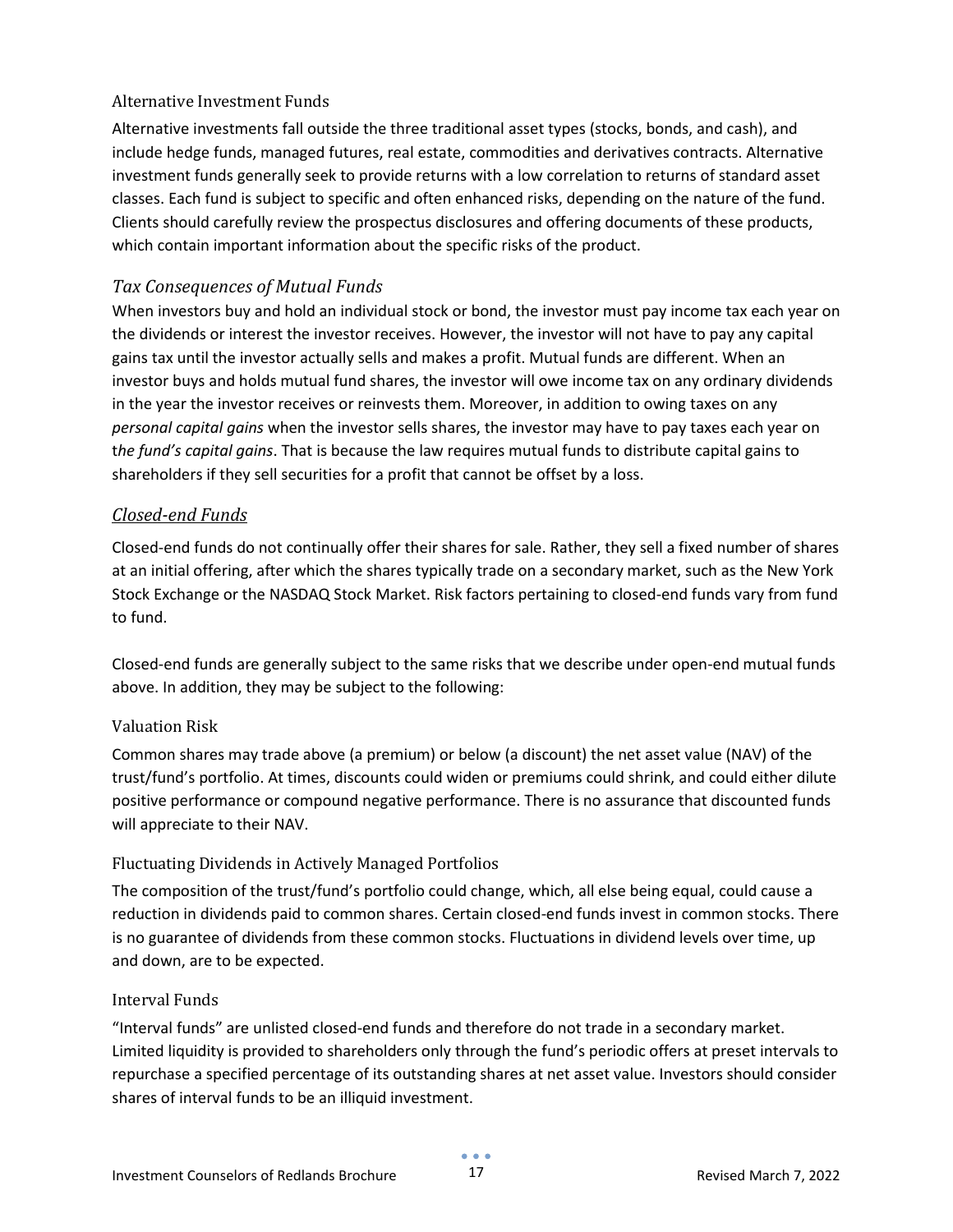#### Alternative Investment Funds

Alternative investments fall outside the three traditional asset types (stocks, bonds, and cash), and include hedge funds, managed futures, real estate, commodities and derivatives contracts. Alternative investment funds generally seek to provide returns with a low correlation to returns of standard asset classes. Each fund is subject to specific and often enhanced risks, depending on the nature of the fund. Clients should carefully review the prospectus disclosures and offering documents of these products, which contain important information about the specific risks of the product.

### *Tax Consequences of Mutual Funds*

When investors buy and hold an individual stock or bond, the investor must pay income tax each year on the dividends or interest the investor receives. However, the investor will not have to pay any capital gains tax until the investor actually sells and makes a profit. Mutual funds are different. When an investor buys and holds mutual fund shares, the investor will owe income tax on any ordinary dividends in the year the investor receives or reinvests them. Moreover, in addition to owing taxes on any *personal capital gains* when the investor sells shares, the investor may have to pay taxes each year on t*he fund's capital gains*. That is because the law requires mutual funds to distribute capital gains to shareholders if they sell securities for a profit that cannot be offset by a loss.

### *Closed-end Funds*

Closed-end funds do not continually offer their shares for sale. Rather, they sell a fixed number of shares at an initial offering, after which the shares typically trade on a secondary market, such as the New York Stock Exchange or the NASDAQ Stock Market. Risk factors pertaining to closed-end funds vary from fund to fund.

Closed-end funds are generally subject to the same risks that we describe under open-end mutual funds above. In addition, they may be subject to the following:

#### Valuation Risk

Common shares may trade above (a premium) or below (a discount) the net asset value (NAV) of the trust/fund's portfolio. At times, discounts could widen or premiums could shrink, and could either dilute positive performance or compound negative performance. There is no assurance that discounted funds will appreciate to their NAV.

#### Fluctuating Dividends in Actively Managed Portfolios

The composition of the trust/fund's portfolio could change, which, all else being equal, could cause a reduction in dividends paid to common shares. Certain closed-end funds invest in common stocks. There is no guarantee of dividends from these common stocks. Fluctuations in dividend levels over time, up and down, are to be expected.

#### Interval Funds

"Interval funds" are unlisted closed-end funds and therefore do not trade in a secondary market. Limited liquidity is provided to shareholders only through the fund's periodic offers at preset intervals to repurchase a specified percentage of its outstanding shares at net asset value. Investors should consider shares of interval funds to be an illiquid investment.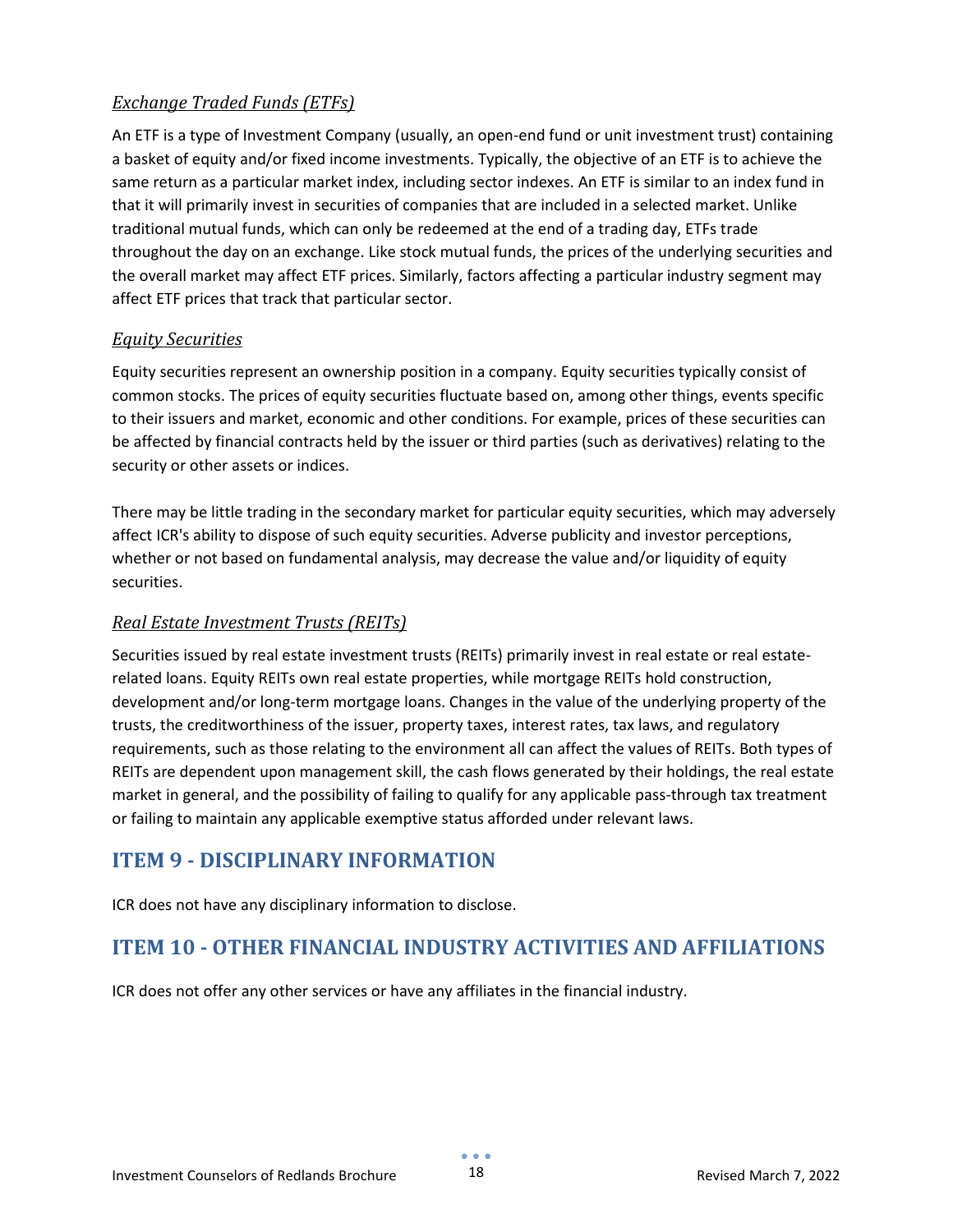### *Exchange Traded Funds (ETFs)*

An ETF is a type of Investment Company (usually, an open-end fund or unit investment trust) containing a basket of equity and/or fixed income investments. Typically, the objective of an ETF is to achieve the same return as a particular market index, including sector indexes. An ETF is similar to an index fund in that it will primarily invest in securities of companies that are included in a selected market. Unlike traditional mutual funds, which can only be redeemed at the end of a trading day, ETFs trade throughout the day on an exchange. Like stock mutual funds, the prices of the underlying securities and the overall market may affect ETF prices. Similarly, factors affecting a particular industry segment may affect ETF prices that track that particular sector.

### *Equity Securities*

Equity securities represent an ownership position in a company. Equity securities typically consist of common stocks. The prices of equity securities fluctuate based on, among other things, events specific to their issuers and market, economic and other conditions. For example, prices of these securities can be affected by financial contracts held by the issuer or third parties (such as derivatives) relating to the security or other assets or indices.

There may be little trading in the secondary market for particular equity securities, which may adversely affect ICR's ability to dispose of such equity securities. Adverse publicity and investor perceptions, whether or not based on fundamental analysis, may decrease the value and/or liquidity of equity securities.

### *Real Estate Investment Trusts (REITs)*

Securities issued by real estate investment trusts (REITs) primarily invest in real estate or real estate-related loans. Equity REITs own real estate properties, while mortgage REITs hold construction, development and/or long-term mortgage loans. Changes in the value of the underlying property of the trusts, the creditworthiness of the issuer, property taxes, interest rates, tax laws, and regulatory requirements, such as those relating to the environment all can affect the values of REITs. Both types of REITs are dependent upon management skill, the cash flows generated by their holdings, the real estate market in general, and the possibility of failing to qualify for any applicable pass-through tax treatment or failing to maintain any applicable exemptive status afforded under relevant laws.

## ITEM 9 - DISCIPLINARY INFORMATION

ICR does not have any disciplinary information to disclose.

## ITEM 10 - OTHER FINANCIAL INDUSTRY ACTIVITIES AND AFFILIATIONS

ICR does not offer any other services or have any affiliates in the financial industry.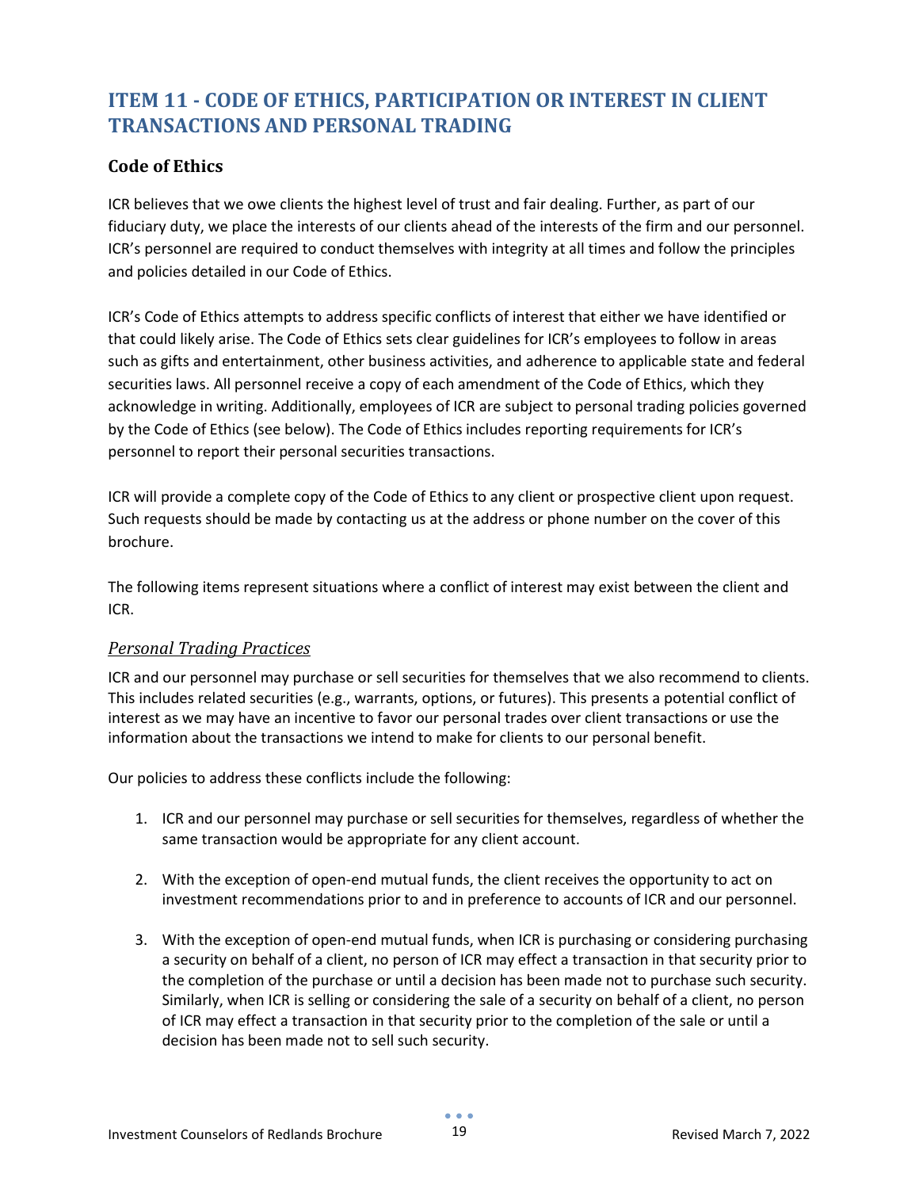# ITEM 11 - CODE OF ETHICS, PARTICIPATION OR INTEREST IN CLIENT TRANSACTIONS AND PERSONAL TRADING

## Code of Ethics

ICR believes that we owe clients the highest level of trust and fair dealing. Further, as part of our fiduciary duty, we place the interests of our clients ahead of the interests of the firm and our personnel. ICR's personnel are required to conduct themselves with integrity at all times and follow the principles and policies detailed in our Code of Ethics.

ICR's Code of Ethics attempts to address specific conflicts of interest that either we have identified or that could likely arise. The Code of Ethics sets clear guidelines for ICR's employees to follow in areas such as gifts and entertainment, other business activities, and adherence to applicable state and federal securities laws. All personnel receive a copy of each amendment of the Code of Ethics, which they acknowledge in writing. Additionally, employees of ICR are subject to personal trading policies governed by the Code of Ethics (see below). The Code of Ethics includes reporting requirements for ICR's personnel to report their personal securities transactions.

ICR will provide a complete copy of the Code of Ethics to any client or prospective client upon request. Such requests should be made by contacting us at the address or phone number on the cover of this brochure.

The following items represent situations where a conflict of interest may exist between the client and ICR.

### *Personal Trading Practices*

ICR and our personnel may purchase or sell securities for themselves that we also recommend to clients. This includes related securities (e.g., warrants, options, or futures). This presents a potential conflict of interest as we may have an incentive to favor our personal trades over client transactions or use the information about the transactions we intend to make for clients to our personal benefit.

Our policies to address these conflicts include the following:

1. ICR and our personnel may purchase or sell securities for themselves, regardless of whether the same transaction would be appropriate for any client account.

2. With the exception of open-end mutual funds, the client receives the opportunity to act on investment recommendations prior to and in preference to accounts of ICR and our personnel.

3. With the exception of open-end mutual funds, when ICR is purchasing or considering purchasing a security on behalf of a client, no person of ICR may effect a transaction in that security prior to the completion of the purchase or until a decision has been made not to purchase such security. Similarly, when ICR is selling or considering the sale of a security on behalf of a client, no person of ICR may effect a transaction in that security prior to the completion of the sale or until a decision has been made not to sell such security.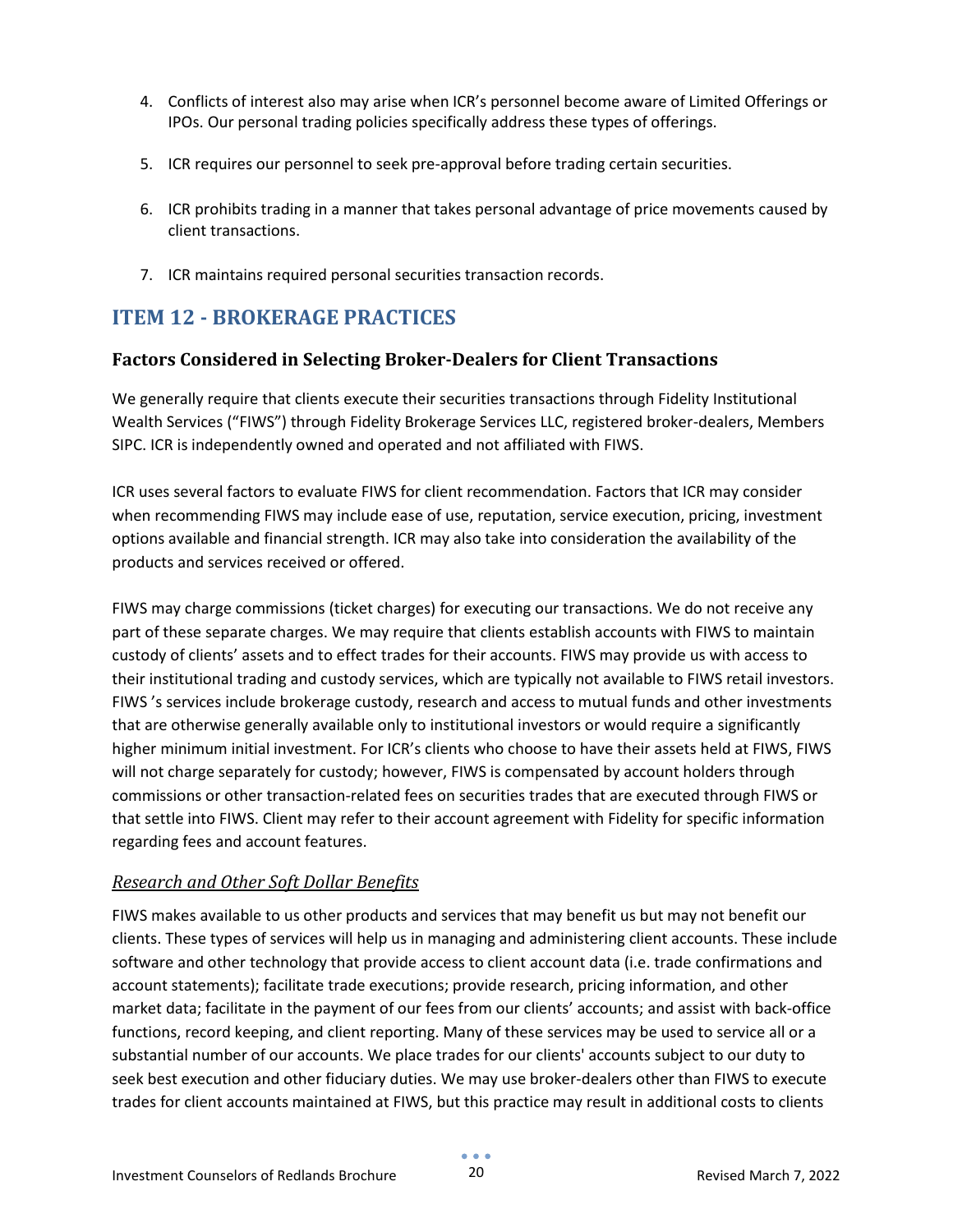4. Conflicts of interest also may arise when ICR's personnel become aware of Limited Offerings or IPOs. Our personal trading policies specifically address these types of offerings.

5. ICR requires our personnel to seek pre-approval before trading certain securities.

6. ICR prohibits trading in a manner that takes personal advantage of price movements caused by client transactions.

7. ICR maintains required personal securities transaction records.

## ITEM 12 - BROKERAGE PRACTICES

### Factors Considered in Selecting Broker-Dealers for Client Transactions

We generally require that clients execute their securities transactions through Fidelity Institutional Wealth Services ("FIWS") through Fidelity Brokerage Services LLC, registered broker-dealers, Members SIPC. ICR is independently owned and operated and not affiliated with FIWS.

ICR uses several factors to evaluate FIWS for client recommendation. Factors that ICR may consider when recommending FIWS may include ease of use, reputation, service execution, pricing, investment options available and financial strength. ICR may also take into consideration the availability of the products and services received or offered.

FIWS may charge commissions (ticket charges) for executing our transactions. We do not receive any part of these separate charges. We may require that clients establish accounts with FIWS to maintain custody of clients' assets and to effect trades for their accounts. FIWS may provide us with access to their institutional trading and custody services, which are typically not available to FIWS retail investors. FIWS 's services include brokerage custody, research and access to mutual funds and other investments that are otherwise generally available only to institutional investors or would require a significantly higher minimum initial investment. For ICR's clients who choose to have their assets held at FIWS, FIWS will not charge separately for custody; however, FIWS is compensated by account holders through commissions or other transaction-related fees on securities trades that are executed through FIWS or that settle into FIWS. Client may refer to their account agreement with Fidelity for specific information regarding fees and account features.

#### *Research and Other Soft Dollar Benefits*

FIWS makes available to us other products and services that may benefit us but may not benefit our clients. These types of services will help us in managing and administering client accounts. These include software and other technology that provide access to client account data (i.e. trade confirmations and account statements); facilitate trade executions; provide research, pricing information, and other market data; facilitate in the payment of our fees from our clients' accounts; and assist with back-office functions, record keeping, and client reporting. Many of these services may be used to service all or a substantial number of our accounts. We place trades for our clients' accounts subject to our duty to seek best execution and other fiduciary duties. We may use broker-dealers other than FIWS to execute trades for client accounts maintained at FIWS, but this practice may result in additional costs to clients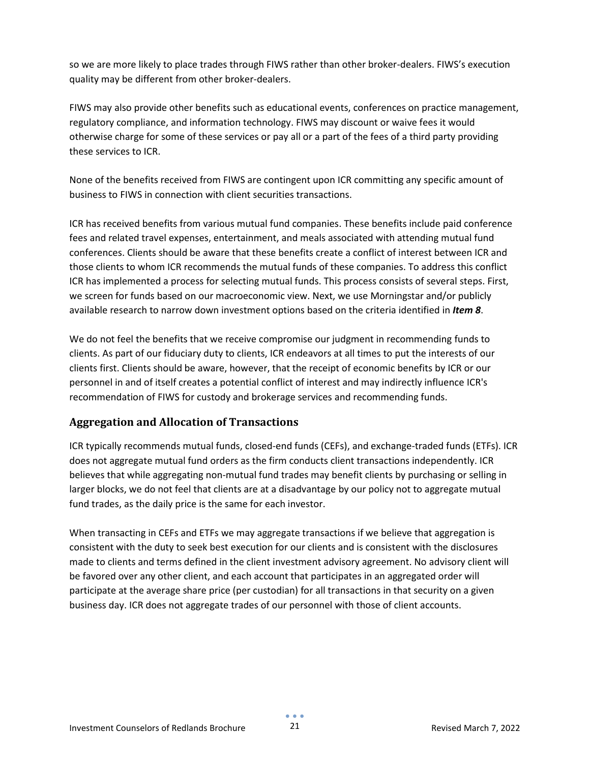so we are more likely to place trades through FIWS rather than other broker-dealers. FIWS's execution quality may be different from other broker-dealers.

FIWS may also provide other benefits such as educational events, conferences on practice management, regulatory compliance, and information technology. FIWS may discount or waive fees it would otherwise charge for some of these services or pay all or a part of the fees of a third party providing these services to ICR.

None of the benefits received from FIWS are contingent upon ICR committing any specific amount of business to FIWS in connection with client securities transactions.

ICR has received benefits from various mutual fund companies. These benefits include paid conference fees and related travel expenses, entertainment, and meals associated with attending mutual fund conferences. Clients should be aware that these benefits create a conflict of interest between ICR and those clients to whom ICR recommends the mutual funds of these companies. To address this conflict ICR has implemented a process for selecting mutual funds. This process consists of several steps. First, we screen for funds based on our macroeconomic view. Next, we use Morningstar and/or publicly available research to narrow down investment options based on the criteria identified in ***Item 8***.

We do not feel the benefits that we receive compromise our judgment in recommending funds to clients. As part of our fiduciary duty to clients, ICR endeavors at all times to put the interests of our clients first. Clients should be aware, however, that the receipt of economic benefits by ICR or our personnel in and of itself creates a potential conflict of interest and may indirectly influence ICR's recommendation of FIWS for custody and brokerage services and recommending funds.

## Aggregation and Allocation of Transactions

ICR typically recommends mutual funds, closed-end funds (CEFs), and exchange-traded funds (ETFs). ICR does not aggregate mutual fund orders as the firm conducts client transactions independently. ICR believes that while aggregating non-mutual fund trades may benefit clients by purchasing or selling in larger blocks, we do not feel that clients are at a disadvantage by our policy not to aggregate mutual fund trades, as the daily price is the same for each investor.

When transacting in CEFs and ETFs we may aggregate transactions if we believe that aggregation is consistent with the duty to seek best execution for our clients and is consistent with the disclosures made to clients and terms defined in the client investment advisory agreement. No advisory client will be favored over any other client, and each account that participates in an aggregated order will participate at the average share price (per custodian) for all transactions in that security on a given business day. ICR does not aggregate trades of our personnel with those of client accounts.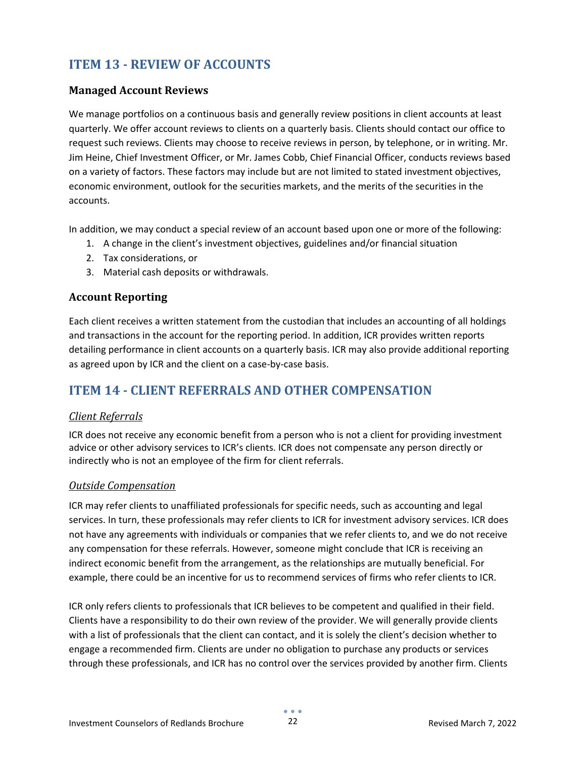## ITEM 13 - REVIEW OF ACCOUNTS

### Managed Account Reviews

We manage portfolios on a continuous basis and generally review positions in client accounts at least quarterly. We offer account reviews to clients on a quarterly basis. Clients should contact our office to request such reviews. Clients may choose to receive reviews in person, by telephone, or in writing. Mr. Jim Heine, Chief Investment Officer, or Mr. James Cobb, Chief Financial Officer, conducts reviews based on a variety of factors. These factors may include but are not limited to stated investment objectives, economic environment, outlook for the securities markets, and the merits of the securities in the accounts.

In addition, we may conduct a special review of an account based upon one or more of the following:

1. A change in the client's investment objectives, guidelines and/or financial situation
2. Tax considerations, or
3. Material cash deposits or withdrawals.

### Account Reporting

Each client receives a written statement from the custodian that includes an accounting of all holdings and transactions in the account for the reporting period. In addition, ICR provides written reports detailing performance in client accounts on a quarterly basis. ICR may also provide additional reporting as agreed upon by ICR and the client on a case-by-case basis.

## ITEM 14 - CLIENT REFERRALS AND OTHER COMPENSATION

### *Client Referrals*

ICR does not receive any economic benefit from a person who is not a client for providing investment advice or other advisory services to ICR's clients. ICR does not compensate any person directly or indirectly who is not an employee of the firm for client referrals.

### *Outside Compensation*

ICR may refer clients to unaffiliated professionals for specific needs, such as accounting and legal services. In turn, these professionals may refer clients to ICR for investment advisory services. ICR does not have any agreements with individuals or companies that we refer clients to, and we do not receive any compensation for these referrals. However, someone might conclude that ICR is receiving an indirect economic benefit from the arrangement, as the relationships are mutually beneficial. For example, there could be an incentive for us to recommend services of firms who refer clients to ICR.

ICR only refers clients to professionals that ICR believes to be competent and qualified in their field. Clients have a responsibility to do their own review of the provider. We will generally provide clients with a list of professionals that the client can contact, and it is solely the client's decision whether to engage a recommended firm. Clients are under no obligation to purchase any products or services through these professionals, and ICR has no control over the services provided by another firm. Clients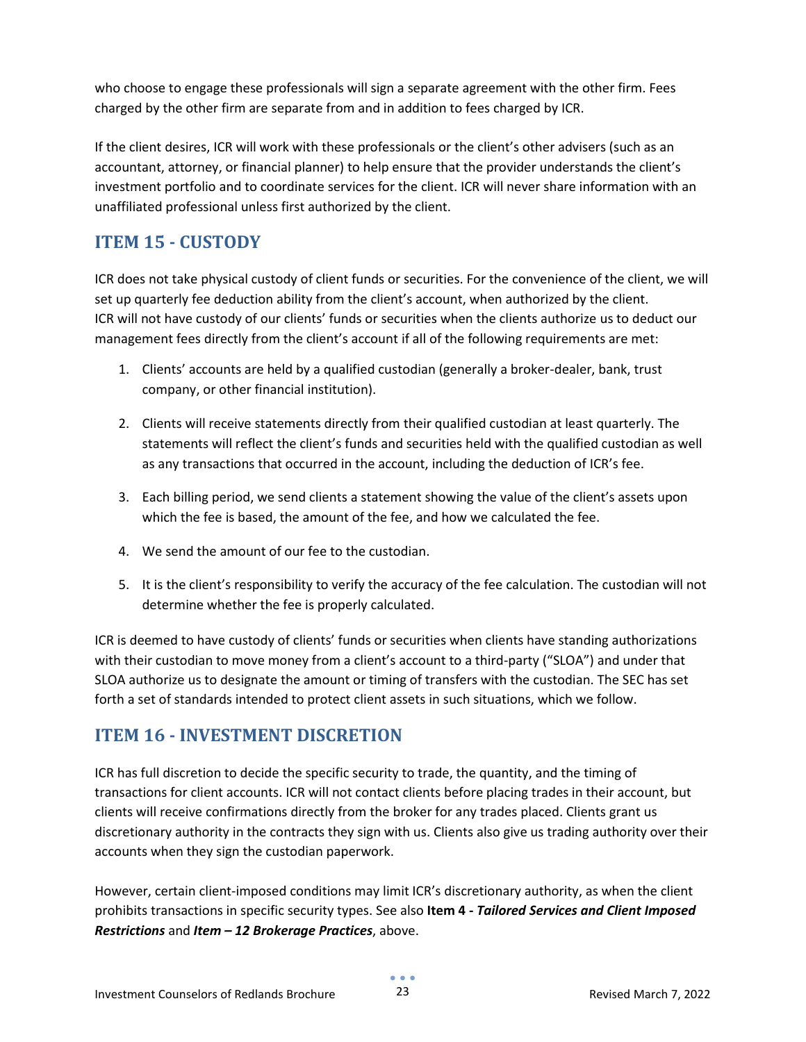who choose to engage these professionals will sign a separate agreement with the other firm. Fees charged by the other firm are separate from and in addition to fees charged by ICR.

If the client desires, ICR will work with these professionals or the client's other advisers (such as an accountant, attorney, or financial planner) to help ensure that the provider understands the client's investment portfolio and to coordinate services for the client. ICR will never share information with an unaffiliated professional unless first authorized by the client.

## ITEM 15 - CUSTODY

ICR does not take physical custody of client funds or securities. For the convenience of the client, we will set up quarterly fee deduction ability from the client's account, when authorized by the client. ICR will not have custody of our clients' funds or securities when the clients authorize us to deduct our management fees directly from the client's account if all of the following requirements are met:

1. Clients' accounts are held by a qualified custodian (generally a broker-dealer, bank, trust company, or other financial institution).
2. Clients will receive statements directly from their qualified custodian at least quarterly. The statements will reflect the client's funds and securities held with the qualified custodian as well as any transactions that occurred in the account, including the deduction of ICR's fee.
3. Each billing period, we send clients a statement showing the value of the client's assets upon which the fee is based, the amount of the fee, and how we calculated the fee.
4. We send the amount of our fee to the custodian.
5. It is the client's responsibility to verify the accuracy of the fee calculation. The custodian will not determine whether the fee is properly calculated.

ICR is deemed to have custody of clients' funds or securities when clients have standing authorizations with their custodian to move money from a client's account to a third-party ("SLOA") and under that SLOA authorize us to designate the amount or timing of transfers with the custodian. The SEC has set forth a set of standards intended to protect client assets in such situations, which we follow.

## ITEM 16 - INVESTMENT DISCRETION

ICR has full discretion to decide the specific security to trade, the quantity, and the timing of transactions for client accounts. ICR will not contact clients before placing trades in their account, but clients will receive confirmations directly from the broker for any trades placed. Clients grant us discretionary authority in the contracts they sign with us. Clients also give us trading authority over their accounts when they sign the custodian paperwork.

However, certain client-imposed conditions may limit ICR's discretionary authority, as when the client prohibits transactions in specific security types. See also **Item 4 - *Tailored Services and Client Imposed Restrictions*** and ***Item – 12 Brokerage Practices***, above.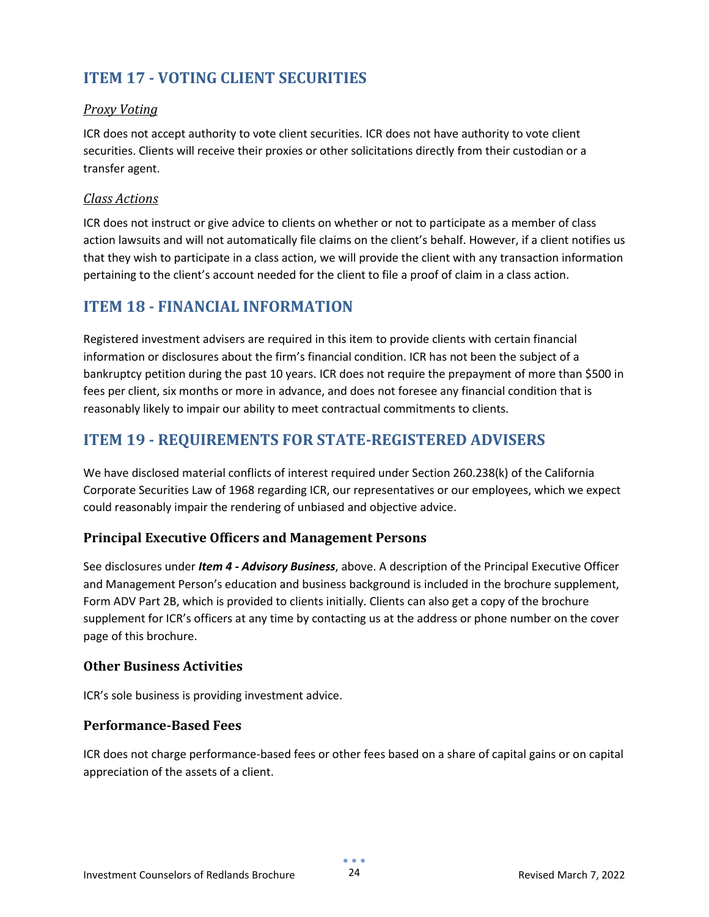## ITEM 17 - VOTING CLIENT SECURITIES

### *Proxy Voting*

ICR does not accept authority to vote client securities. ICR does not have authority to vote client securities. Clients will receive their proxies or other solicitations directly from their custodian or a transfer agent.

### *Class Actions*

ICR does not instruct or give advice to clients on whether or not to participate as a member of class action lawsuits and will not automatically file claims on the client's behalf. However, if a client notifies us that they wish to participate in a class action, we will provide the client with any transaction information pertaining to the client's account needed for the client to file a proof of claim in a class action.

## ITEM 18 - FINANCIAL INFORMATION

Registered investment advisers are required in this item to provide clients with certain financial information or disclosures about the firm's financial condition. ICR has not been the subject of a bankruptcy petition during the past 10 years. ICR does not require the prepayment of more than $500 in fees per client, six months or more in advance, and does not foresee any financial condition that is reasonably likely to impair our ability to meet contractual commitments to clients.

## ITEM 19 - REQUIREMENTS FOR STATE-REGISTERED ADVISERS

We have disclosed material conflicts of interest required under Section 260.238(k) of the California Corporate Securities Law of 1968 regarding ICR, our representatives or our employees, which we expect could reasonably impair the rendering of unbiased and objective advice.

### Principal Executive Officers and Management Persons

See disclosures under ***Item 4 - Advisory Business***, above. A description of the Principal Executive Officer and Management Person's education and business background is included in the brochure supplement, Form ADV Part 2B, which is provided to clients initially. Clients can also get a copy of the brochure supplement for ICR's officers at any time by contacting us at the address or phone number on the cover page of this brochure.

### Other Business Activities

ICR's sole business is providing investment advice.

### Performance-Based Fees

ICR does not charge performance-based fees or other fees based on a share of capital gains or on capital appreciation of the assets of a client.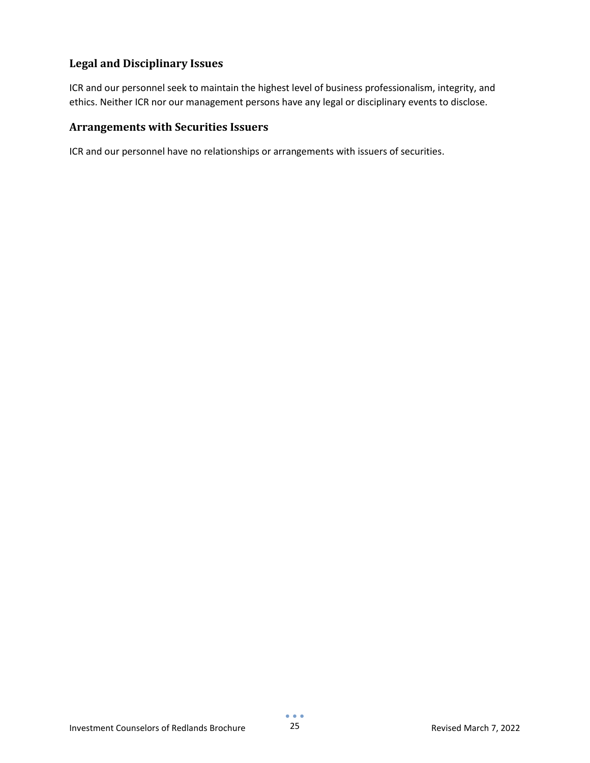## Legal and Disciplinary Issues

ICR and our personnel seek to maintain the highest level of business professionalism, integrity, and ethics. Neither ICR nor our management persons have any legal or disciplinary events to disclose.

## Arrangements with Securities Issuers

ICR and our personnel have no relationships or arrangements with issuers of securities.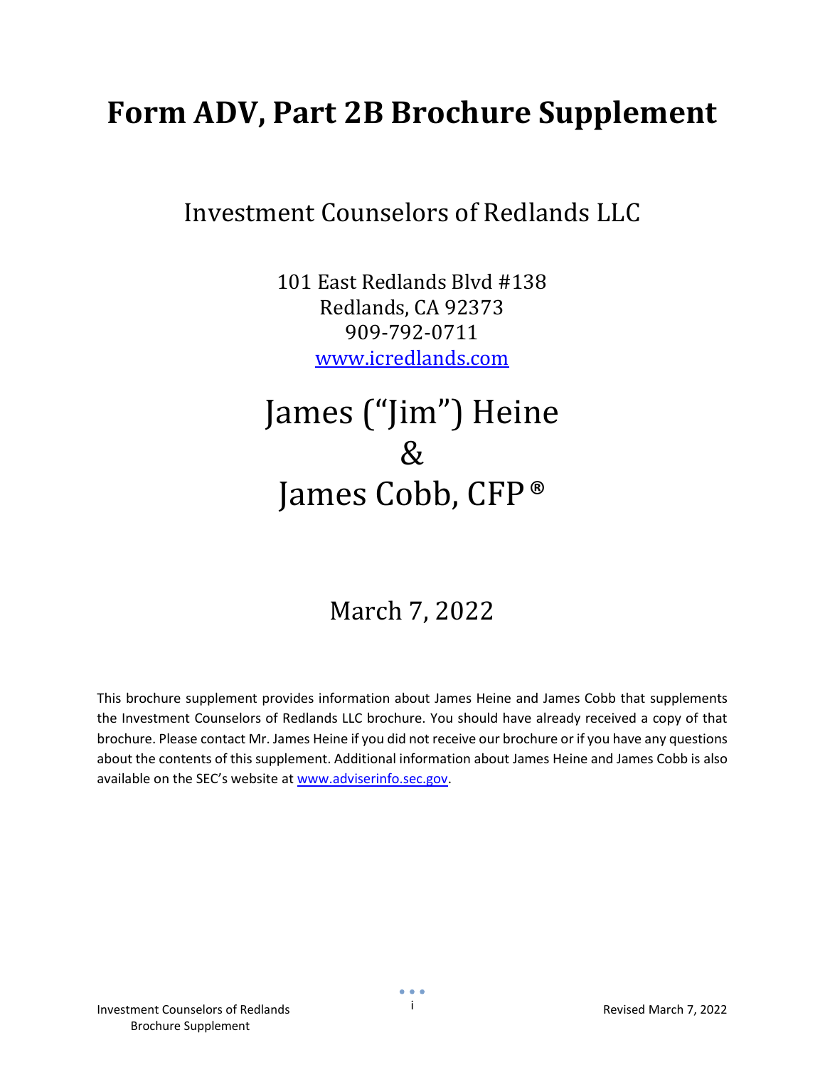# Form ADV, Part 2B Brochure Supplement

Investment Counselors of Redlands LLC

101 East Redlands Blvd #138
Redlands, CA 92373
909-792-0711
www.icredlands.com

James ("Jim") Heine
&
James Cobb, CFP®

March 7, 2022

This brochure supplement provides information about James Heine and James Cobb that supplements the Investment Counselors of Redlands LLC brochure. You should have already received a copy of that brochure. Please contact Mr. James Heine if you did not receive our brochure or if you have any questions about the contents of this supplement. Additional information about James Heine and James Cobb is also available on the SEC's website at www.adviserinfo.sec.gov.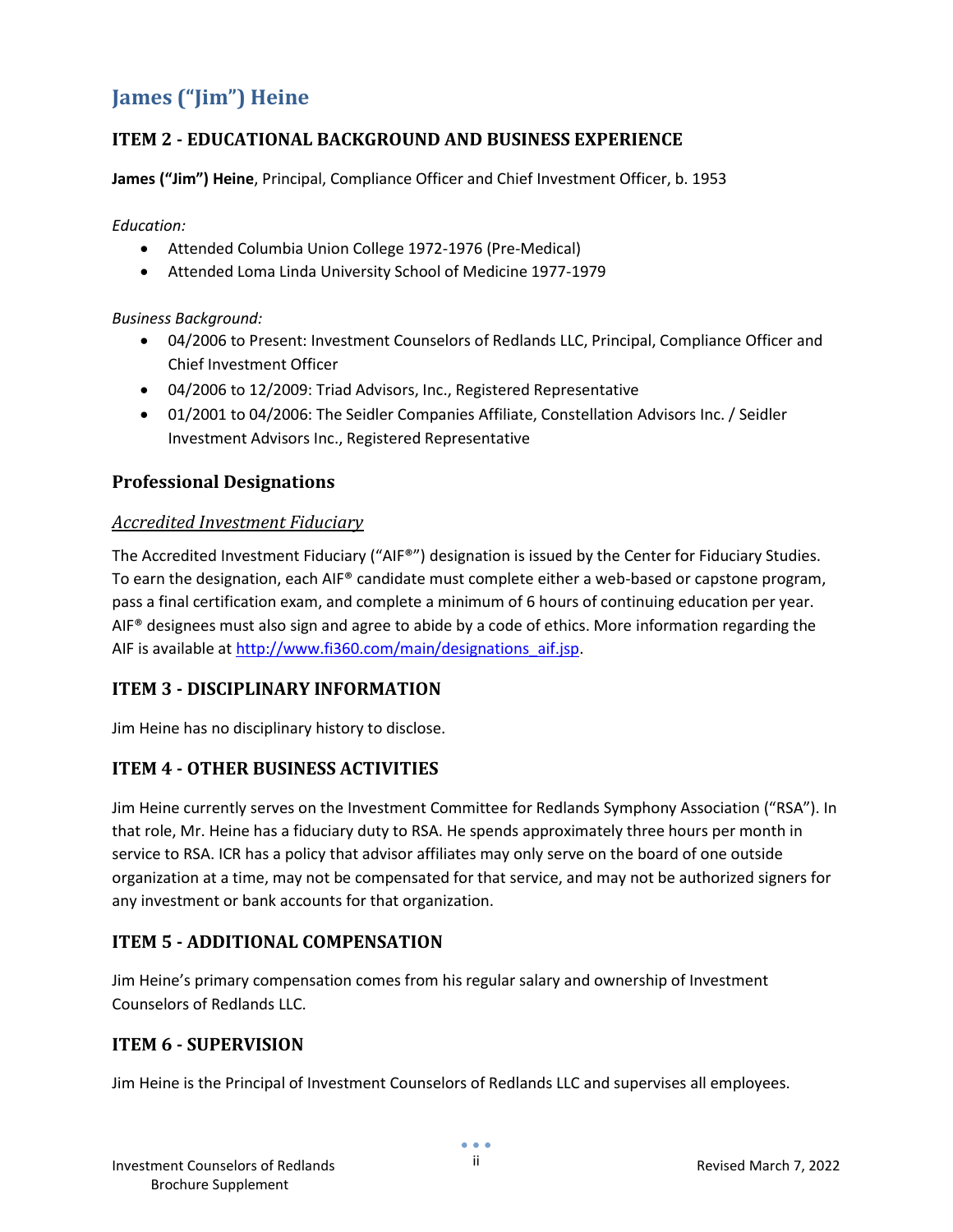# James ("Jim") Heine

## ITEM 2 - EDUCATIONAL BACKGROUND AND BUSINESS EXPERIENCE

**James ("Jim") Heine**, Principal, Compliance Officer and Chief Investment Officer, b. 1953

*Education:*

- Attended Columbia Union College 1972-1976 (Pre-Medical)
- Attended Loma Linda University School of Medicine 1977-1979

*Business Background:*

- 04/2006 to Present: Investment Counselors of Redlands LLC, Principal, Compliance Officer and Chief Investment Officer
- 04/2006 to 12/2009: Triad Advisors, Inc., Registered Representative
- 01/2001 to 04/2006: The Seidler Companies Affiliate, Constellation Advisors Inc. / Seidler Investment Advisors Inc., Registered Representative

### Professional Designations

*Accredited Investment Fiduciary*

The Accredited Investment Fiduciary ("AIF®") designation is issued by the Center for Fiduciary Studies. To earn the designation, each AIF® candidate must complete either a web-based or capstone program, pass a final certification exam, and complete a minimum of 6 hours of continuing education per year. AIF® designees must also sign and agree to abide by a code of ethics. More information regarding the AIF is available at http://www.fi360.com/main/designations_aif.jsp.

## ITEM 3 - DISCIPLINARY INFORMATION

Jim Heine has no disciplinary history to disclose.

## ITEM 4 - OTHER BUSINESS ACTIVITIES

Jim Heine currently serves on the Investment Committee for Redlands Symphony Association ("RSA"). In that role, Mr. Heine has a fiduciary duty to RSA. He spends approximately three hours per month in service to RSA. ICR has a policy that advisor affiliates may only serve on the board of one outside organization at a time, may not be compensated for that service, and may not be authorized signers for any investment or bank accounts for that organization.

## ITEM 5 - ADDITIONAL COMPENSATION

Jim Heine's primary compensation comes from his regular salary and ownership of Investment Counselors of Redlands LLC.

## ITEM 6 - SUPERVISION

Jim Heine is the Principal of Investment Counselors of Redlands LLC and supervises all employees.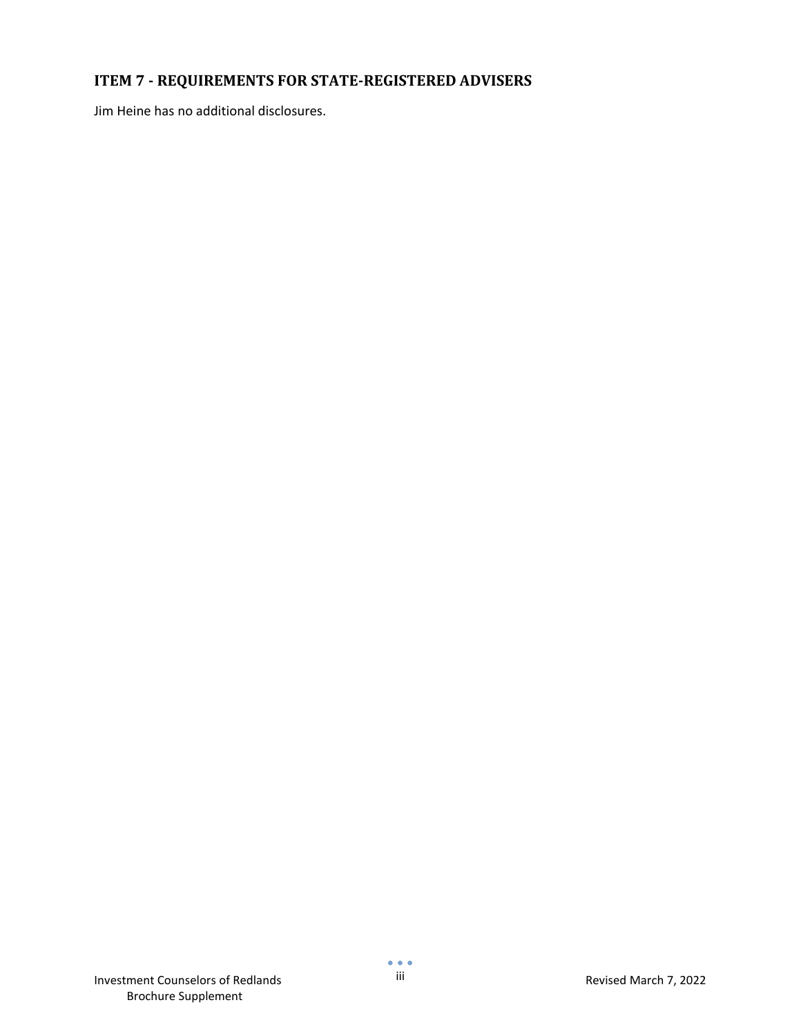## ITEM 7 - REQUIREMENTS FOR STATE-REGISTERED ADVISERS

Jim Heine has no additional disclosures.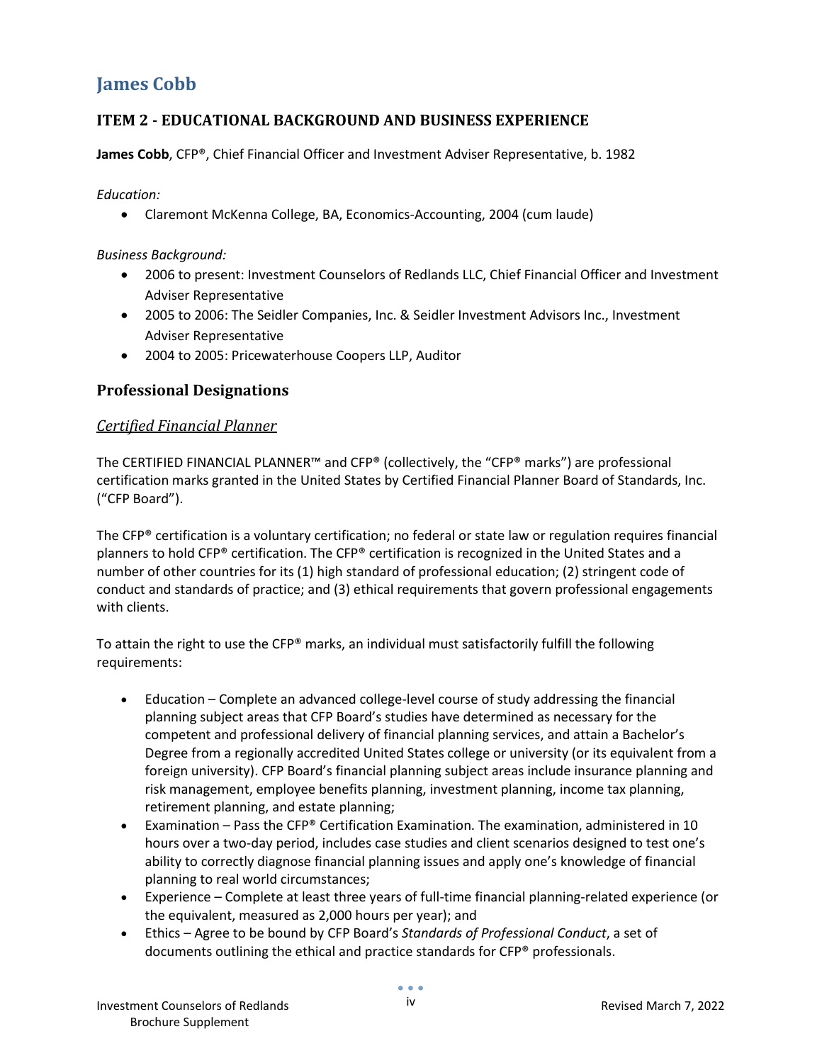# James Cobb

## ITEM 2 - EDUCATIONAL BACKGROUND AND BUSINESS EXPERIENCE

**James Cobb**, CFP®, Chief Financial Officer and Investment Adviser Representative, b. 1982

*Education:*

- Claremont McKenna College, BA, Economics-Accounting, 2004 (cum laude)

*Business Background:*

- 2006 to present: Investment Counselors of Redlands LLC, Chief Financial Officer and Investment Adviser Representative
- 2005 to 2006: The Seidler Companies, Inc. & Seidler Investment Advisors Inc., Investment Adviser Representative
- 2004 to 2005: Pricewaterhouse Coopers LLP, Auditor

## Professional Designations

### *Certified Financial Planner*

The CERTIFIED FINANCIAL PLANNER™ and CFP® (collectively, the "CFP® marks") are professional certification marks granted in the United States by Certified Financial Planner Board of Standards, Inc. ("CFP Board").

The CFP® certification is a voluntary certification; no federal or state law or regulation requires financial planners to hold CFP® certification. The CFP® certification is recognized in the United States and a number of other countries for its (1) high standard of professional education; (2) stringent code of conduct and standards of practice; and (3) ethical requirements that govern professional engagements with clients.

To attain the right to use the CFP® marks, an individual must satisfactorily fulfill the following requirements:

- Education – Complete an advanced college-level course of study addressing the financial planning subject areas that CFP Board's studies have determined as necessary for the competent and professional delivery of financial planning services, and attain a Bachelor's Degree from a regionally accredited United States college or university (or its equivalent from a foreign university). CFP Board's financial planning subject areas include insurance planning and risk management, employee benefits planning, investment planning, income tax planning, retirement planning, and estate planning;
- Examination – Pass the CFP® Certification Examination. The examination, administered in 10 hours over a two-day period, includes case studies and client scenarios designed to test one's ability to correctly diagnose financial planning issues and apply one's knowledge of financial planning to real world circumstances;
- Experience – Complete at least three years of full-time financial planning-related experience (or the equivalent, measured as 2,000 hours per year); and
- Ethics – Agree to be bound by CFP Board's *Standards of Professional Conduct*, a set of documents outlining the ethical and practice standards for CFP® professionals.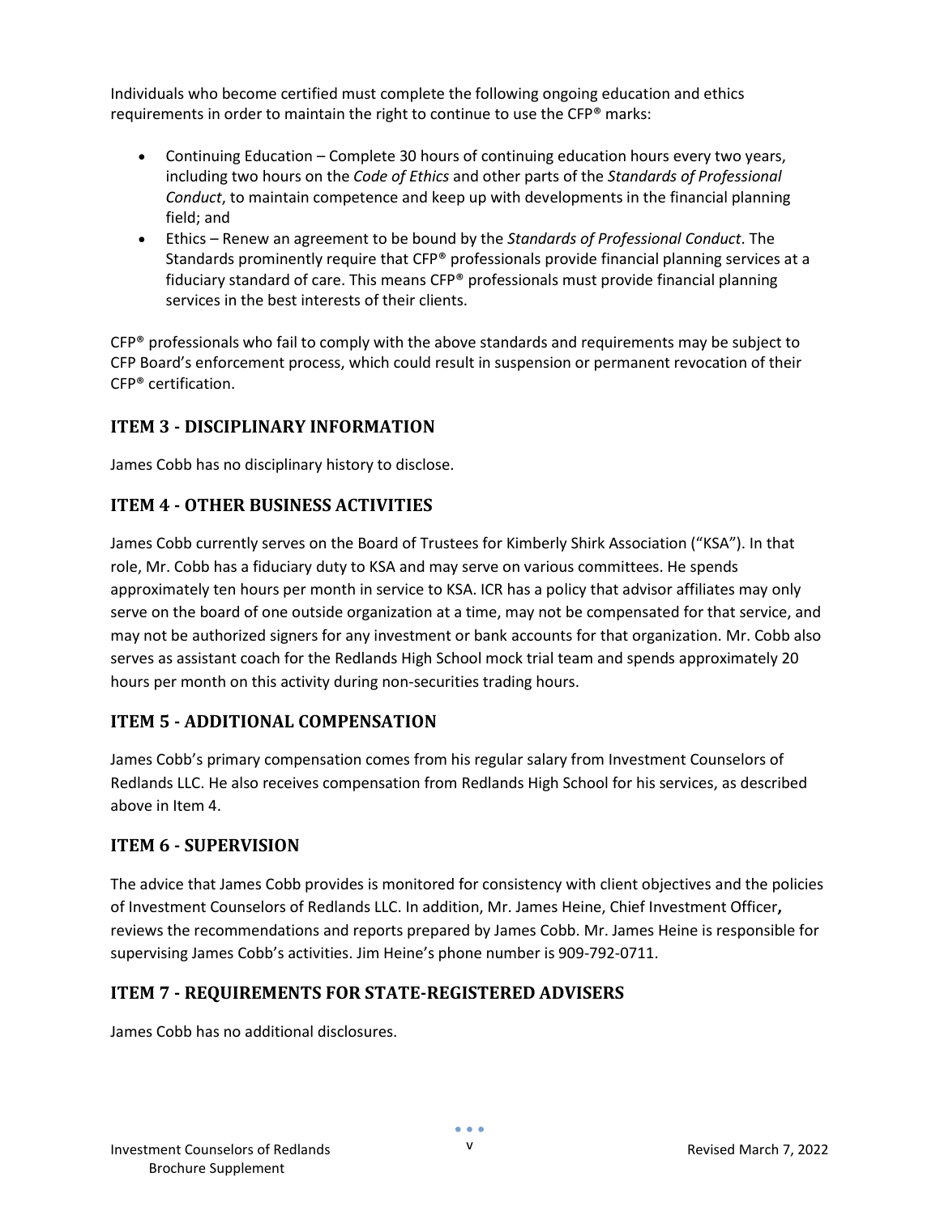Individuals who become certified must complete the following ongoing education and ethics requirements in order to maintain the right to continue to use the CFP® marks:

- Continuing Education – Complete 30 hours of continuing education hours every two years, including two hours on the *Code of Ethics* and other parts of the *Standards of Professional Conduct*, to maintain competence and keep up with developments in the financial planning field; and
- Ethics – Renew an agreement to be bound by the *Standards of Professional Conduct*. The Standards prominently require that CFP® professionals provide financial planning services at a fiduciary standard of care. This means CFP® professionals must provide financial planning services in the best interests of their clients.

CFP® professionals who fail to comply with the above standards and requirements may be subject to CFP Board's enforcement process, which could result in suspension or permanent revocation of their CFP® certification.

## ITEM 3 - DISCIPLINARY INFORMATION

James Cobb has no disciplinary history to disclose.

## ITEM 4 - OTHER BUSINESS ACTIVITIES

James Cobb currently serves on the Board of Trustees for Kimberly Shirk Association ("KSA"). In that role, Mr. Cobb has a fiduciary duty to KSA and may serve on various committees. He spends approximately ten hours per month in service to KSA. ICR has a policy that advisor affiliates may only serve on the board of one outside organization at a time, may not be compensated for that service, and may not be authorized signers for any investment or bank accounts for that organization. Mr. Cobb also serves as assistant coach for the Redlands High School mock trial team and spends approximately 20 hours per month on this activity during non-securities trading hours.

## ITEM 5 - ADDITIONAL COMPENSATION

James Cobb's primary compensation comes from his regular salary from Investment Counselors of Redlands LLC. He also receives compensation from Redlands High School for his services, as described above in Item 4.

## ITEM 6 - SUPERVISION

The advice that James Cobb provides is monitored for consistency with client objectives and the policies of Investment Counselors of Redlands LLC. In addition, Mr. James Heine, Chief Investment Officer**,** reviews the recommendations and reports prepared by James Cobb. Mr. James Heine is responsible for supervising James Cobb's activities. Jim Heine's phone number is 909-792-0711.

## ITEM 7 - REQUIREMENTS FOR STATE-REGISTERED ADVISERS

James Cobb has no additional disclosures.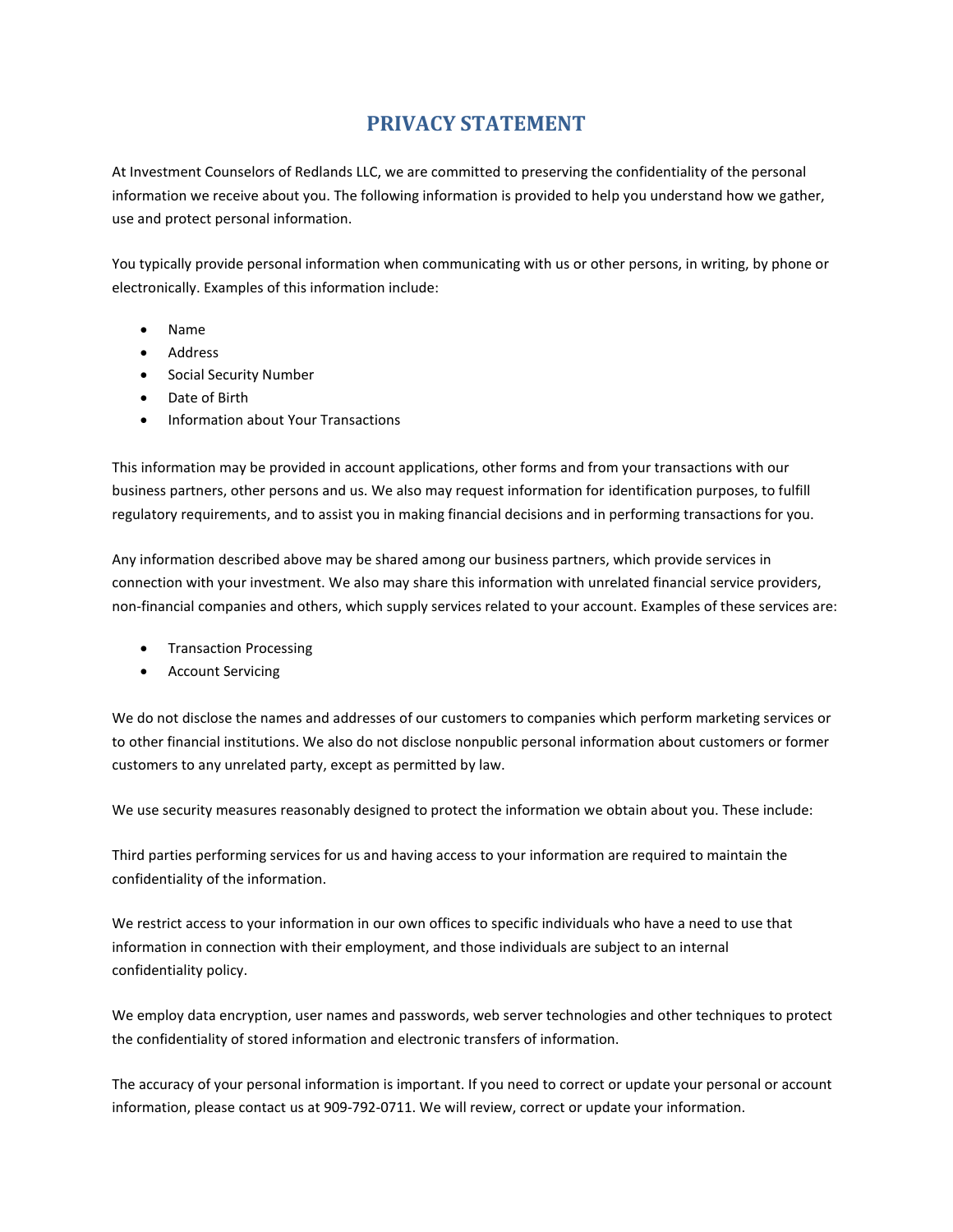# PRIVACY STATEMENT

At Investment Counselors of Redlands LLC, we are committed to preserving the confidentiality of the personal information we receive about you. The following information is provided to help you understand how we gather, use and protect personal information.

You typically provide personal information when communicating with us or other persons, in writing, by phone or electronically. Examples of this information include:

- Name
- Address
- Social Security Number
- Date of Birth
- Information about Your Transactions

This information may be provided in account applications, other forms and from your transactions with our business partners, other persons and us. We also may request information for identification purposes, to fulfill regulatory requirements, and to assist you in making financial decisions and in performing transactions for you.

Any information described above may be shared among our business partners, which provide services in connection with your investment. We also may share this information with unrelated financial service providers, non-financial companies and others, which supply services related to your account. Examples of these services are:

- Transaction Processing
- Account Servicing

We do not disclose the names and addresses of our customers to companies which perform marketing services or to other financial institutions. We also do not disclose nonpublic personal information about customers or former customers to any unrelated party, except as permitted by law.

We use security measures reasonably designed to protect the information we obtain about you. These include:

Third parties performing services for us and having access to your information are required to maintain the confidentiality of the information.

We restrict access to your information in our own offices to specific individuals who have a need to use that information in connection with their employment, and those individuals are subject to an internal confidentiality policy.

We employ data encryption, user names and passwords, web server technologies and other techniques to protect the confidentiality of stored information and electronic transfers of information.

The accuracy of your personal information is important. If you need to correct or update your personal or account information, please contact us at 909-792-0711. We will review, correct or update your information.